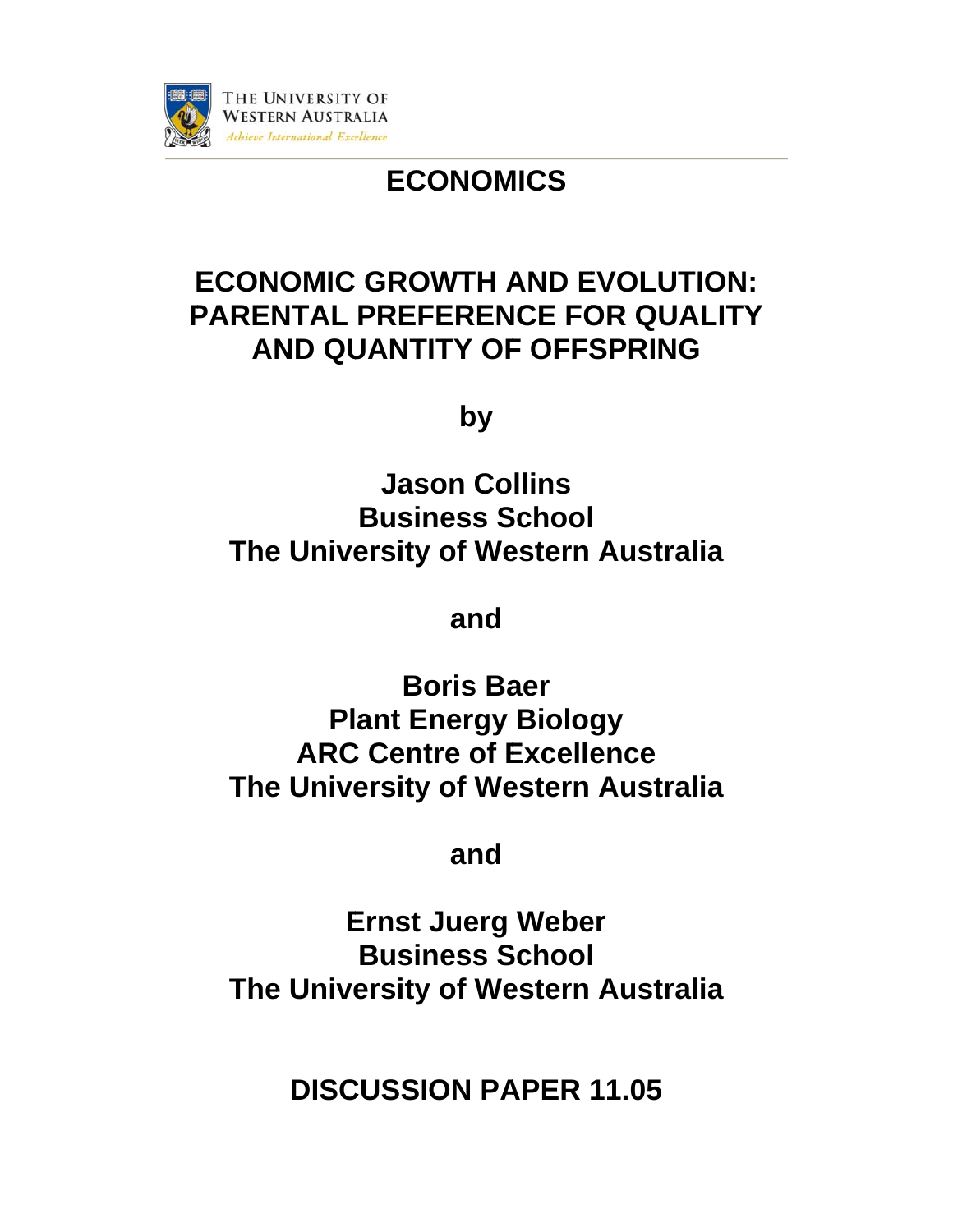THE UNIVERSITY OF WESTERN AUSTRALIA

*Achieve International Excellence*

# ECONOMICS

# ECONOMIC GROWTH AND EVOLUTION: PARENTAL PREFERENCE FOR QUALITY AND QUANTITY OF OFFSPRING

**by**

**Jason Collins**
**Business School**
**The University of Western Australia**

**and**

**Boris Baer**
**Plant Energy Biology**
**ARC Centre of Excellence**
**The University of Western Australia**

**and**

**Ernst Juerg Weber**
**Business School**
**The University of Western Australia**

## DISCUSSION PAPER 11.05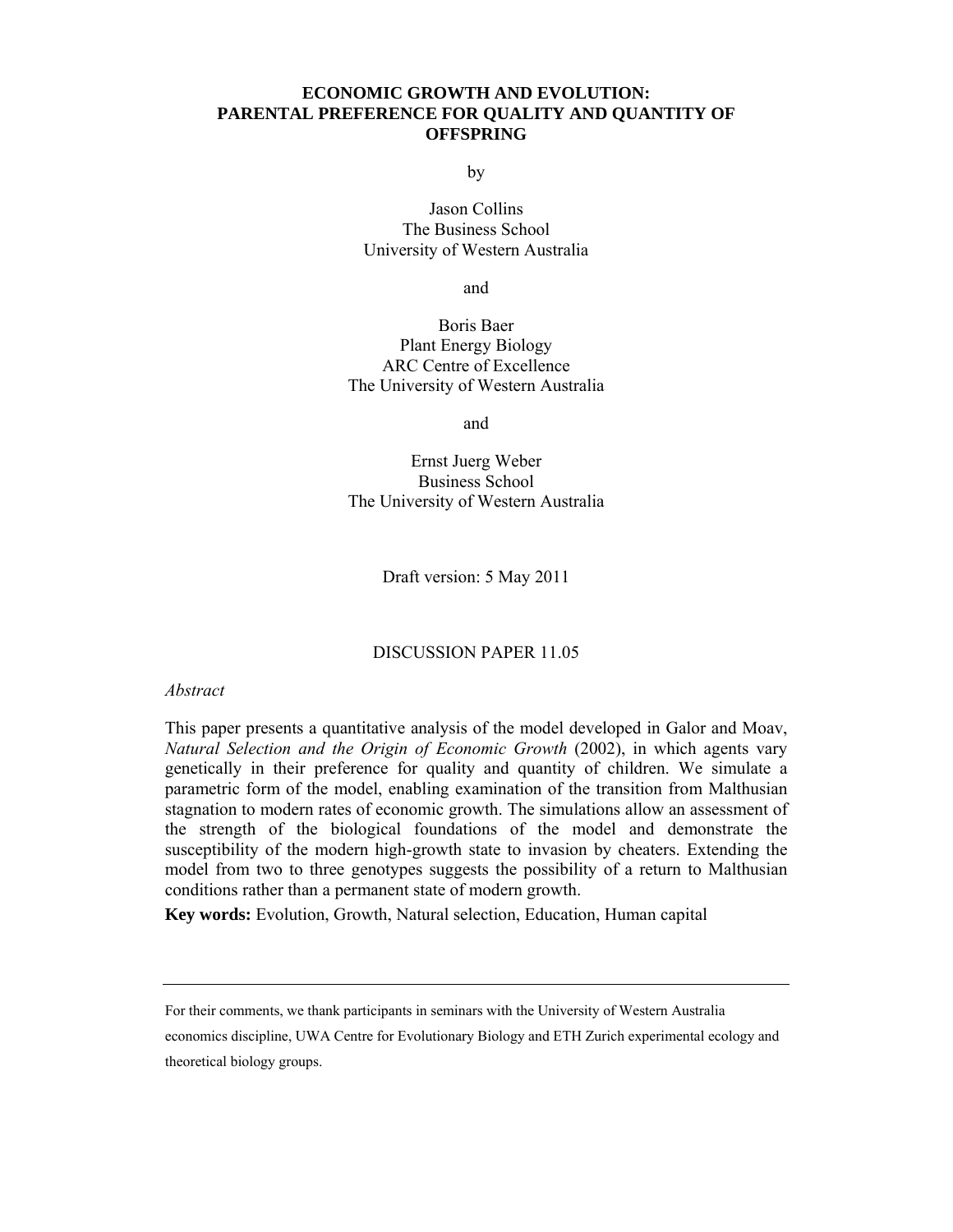# ECONOMIC GROWTH AND EVOLUTION: PARENTAL PREFERENCE FOR QUALITY AND QUANTITY OF OFFSPRING

by

Jason Collins
The Business School
University of Western Australia

and

Boris Baer
Plant Energy Biology
ARC Centre of Excellence
The University of Western Australia

and

Ernst Juerg Weber
Business School
The University of Western Australia

Draft version: 5 May 2011

DISCUSSION PAPER 11.05

*Abstract*

This paper presents a quantitative analysis of the model developed in Galor and Moav, *Natural Selection and the Origin of Economic Growth* (2002), in which agents vary genetically in their preference for quality and quantity of children. We simulate a parametric form of the model, enabling examination of the transition from Malthusian stagnation to modern rates of economic growth. The simulations allow an assessment of the strength of the biological foundations of the model and demonstrate the susceptibility of the modern high-growth state to invasion by cheaters. Extending the model from two to three genotypes suggests the possibility of a return to Malthusian conditions rather than a permanent state of modern growth.

**Key words:** Evolution, Growth, Natural selection, Education, Human capital

---

For their comments, we thank participants in seminars with the University of Western Australia economics discipline, UWA Centre for Evolutionary Biology and ETH Zurich experimental ecology and theoretical biology groups.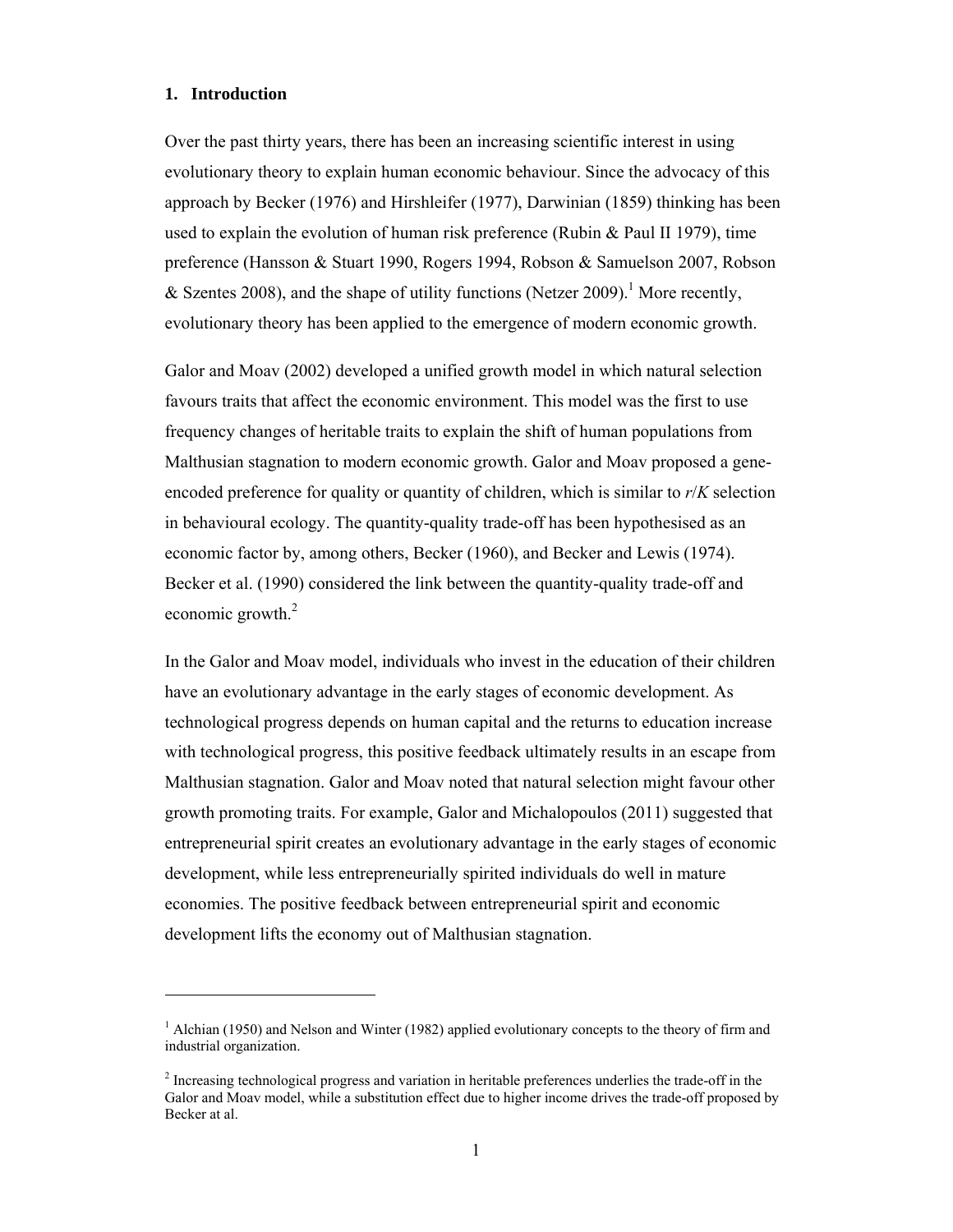## 1. Introduction

Over the past thirty years, there has been an increasing scientific interest in using evolutionary theory to explain human economic behaviour. Since the advocacy of this approach by Becker (1976) and Hirshleifer (1977), Darwinian (1859) thinking has been used to explain the evolution of human risk preference (Rubin & Paul II 1979), time preference (Hansson & Stuart 1990, Rogers 1994, Robson & Samuelson 2007, Robson & Szentes 2008), and the shape of utility functions (Netzer 2009).[1] More recently, evolutionary theory has been applied to the emergence of modern economic growth.

Galor and Moav (2002) developed a unified growth model in which natural selection favours traits that affect the economic environment. This model was the first to use frequency changes of heritable traits to explain the shift of human populations from Malthusian stagnation to modern economic growth. Galor and Moav proposed a gene-encoded preference for quality or quantity of children, which is similar to *r*/*K* selection in behavioural ecology. The quantity-quality trade-off has been hypothesised as an economic factor by, among others, Becker (1960), and Becker and Lewis (1974). Becker et al. (1990) considered the link between the quantity-quality trade-off and economic growth.[2]

In the Galor and Moav model, individuals who invest in the education of their children have an evolutionary advantage in the early stages of economic development. As technological progress depends on human capital and the returns to education increase with technological progress, this positive feedback ultimately results in an escape from Malthusian stagnation. Galor and Moav noted that natural selection might favour other growth promoting traits. For example, Galor and Michalopoulos (2011) suggested that entrepreneurial spirit creates an evolutionary advantage in the early stages of economic development, while less entrepreneurially spirited individuals do well in mature economies. The positive feedback between entrepreneurial spirit and economic development lifts the economy out of Malthusian stagnation.

[1] Alchian (1950) and Nelson and Winter (1982) applied evolutionary concepts to the theory of firm and industrial organization.

[2] Increasing technological progress and variation in heritable preferences underlies the trade-off in the Galor and Moav model, while a substitution effect due to higher income drives the trade-off proposed by Becker at al.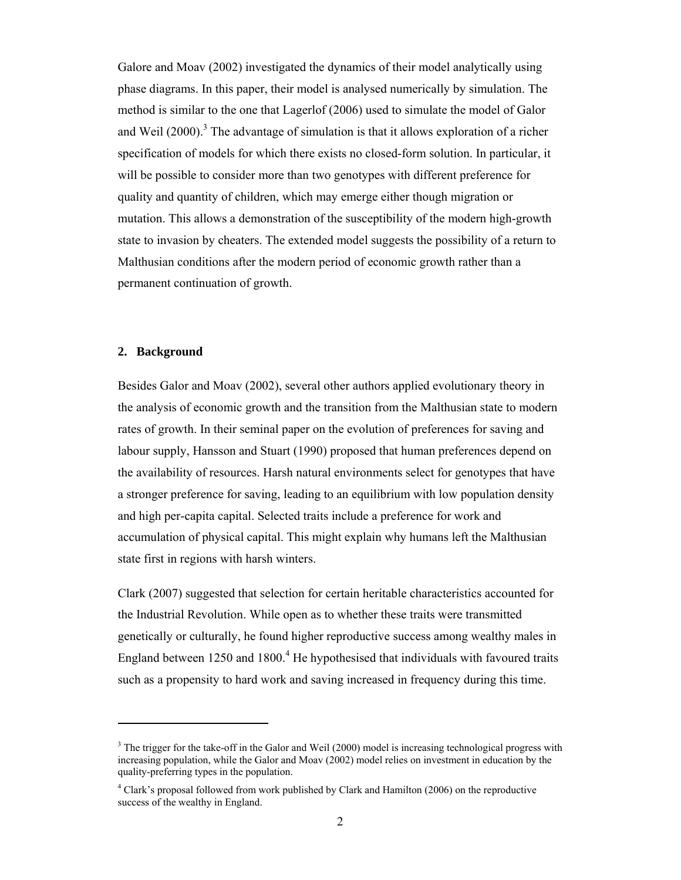Galore and Moav (2002) investigated the dynamics of their model analytically using phase diagrams. In this paper, their model is analysed numerically by simulation. The method is similar to the one that Lagerlof (2006) used to simulate the model of Galor and Weil (2000).[3] The advantage of simulation is that it allows exploration of a richer specification of models for which there exists no closed-form solution. In particular, it will be possible to consider more than two genotypes with different preference for quality and quantity of children, which may emerge either though migration or mutation. This allows a demonstration of the susceptibility of the modern high-growth state to invasion by cheaters. The extended model suggests the possibility of a return to Malthusian conditions after the modern period of economic growth rather than a permanent continuation of growth.

## 2. Background

Besides Galor and Moav (2002), several other authors applied evolutionary theory in the analysis of economic growth and the transition from the Malthusian state to modern rates of growth. In their seminal paper on the evolution of preferences for saving and labour supply, Hansson and Stuart (1990) proposed that human preferences depend on the availability of resources. Harsh natural environments select for genotypes that have a stronger preference for saving, leading to an equilibrium with low population density and high per-capita capital. Selected traits include a preference for work and accumulation of physical capital. This might explain why humans left the Malthusian state first in regions with harsh winters.

Clark (2007) suggested that selection for certain heritable characteristics accounted for the Industrial Revolution. While open as to whether these traits were transmitted genetically or culturally, he found higher reproductive success among wealthy males in England between 1250 and 1800.[4] He hypothesised that individuals with favoured traits such as a propensity to hard work and saving increased in frequency during this time.

---

[3] The trigger for the take-off in the Galor and Weil (2000) model is increasing technological progress with increasing population, while the Galor and Moav (2002) model relies on investment in education by the quality-preferring types in the population.

[4] Clark's proposal followed from work published by Clark and Hamilton (2006) on the reproductive success of the wealthy in England.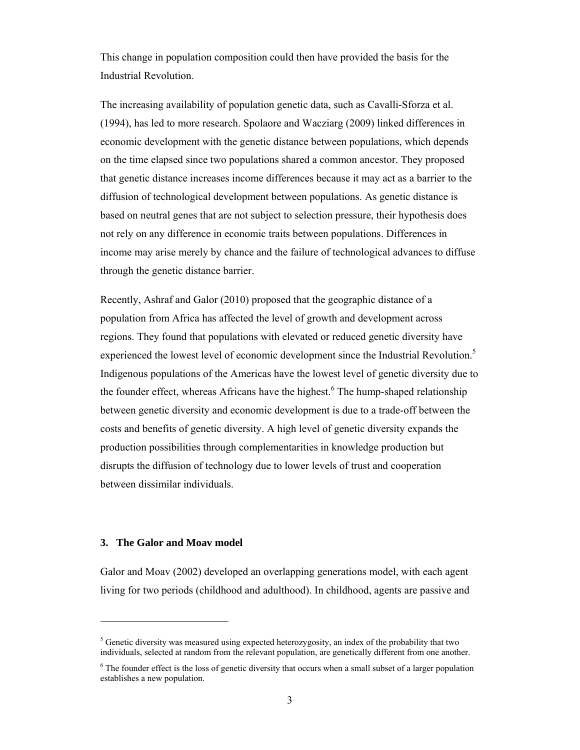This change in population composition could then have provided the basis for the Industrial Revolution.

The increasing availability of population genetic data, such as Cavalli-Sforza et al. (1994), has led to more research. Spolaore and Wacziarg (2009) linked differences in economic development with the genetic distance between populations, which depends on the time elapsed since two populations shared a common ancestor. They proposed that genetic distance increases income differences because it may act as a barrier to the diffusion of technological development between populations. As genetic distance is based on neutral genes that are not subject to selection pressure, their hypothesis does not rely on any difference in economic traits between populations. Differences in income may arise merely by chance and the failure of technological advances to diffuse through the genetic distance barrier.

Recently, Ashraf and Galor (2010) proposed that the geographic distance of a population from Africa has affected the level of growth and development across regions. They found that populations with elevated or reduced genetic diversity have experienced the lowest level of economic development since the Industrial Revolution.[5] Indigenous populations of the Americas have the lowest level of genetic diversity due to the founder effect, whereas Africans have the highest.[6] The hump-shaped relationship between genetic diversity and economic development is due to a trade-off between the costs and benefits of genetic diversity. A high level of genetic diversity expands the production possibilities through complementarities in knowledge production but disrupts the diffusion of technology due to lower levels of trust and cooperation between dissimilar individuals.

### 3. The Galor and Moav model

Galor and Moav (2002) developed an overlapping generations model, with each agent living for two periods (childhood and adulthood). In childhood, agents are passive and

---

[5] Genetic diversity was measured using expected heterozygosity, an index of the probability that two individuals, selected at random from the relevant population, are genetically different from one another.

[6] The founder effect is the loss of genetic diversity that occurs when a small subset of a larger population establishes a new population.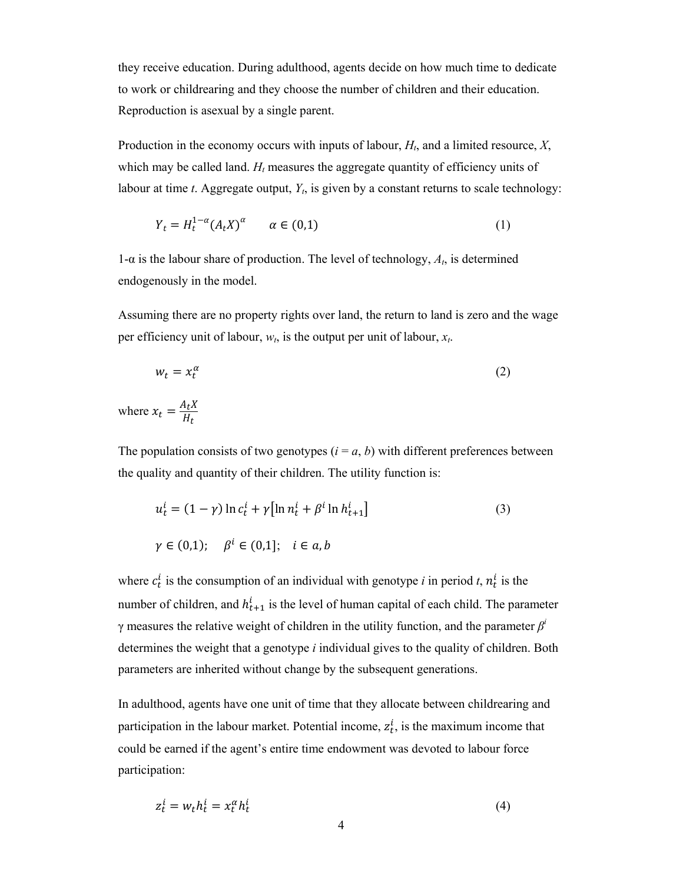they receive education. During adulthood, agents decide on how much time to dedicate to work or childrearing and they choose the number of children and their education. Reproduction is asexual by a single parent.

Production in the economy occurs with inputs of labour, $H_t$, and a limited resource, $X$, which may be called land. $H_t$ measures the aggregate quantity of efficiency units of labour at time $t$. Aggregate output, $Y_t$, is given by a constant returns to scale technology:

$$Y_t = H_t^{1-\alpha}(A_t X)^{\alpha} \qquad \alpha \in (0,1) \tag{1}$$

1-α is the labour share of production. The level of technology, $A_t$, is determined endogenously in the model.

Assuming there are no property rights over land, the return to land is zero and the wage per efficiency unit of labour, $w_t$, is the output per unit of labour, $x_t$.

$$w_t = x_t^{\alpha} \tag{2}$$

where $x_t = \frac{A_t X}{H_t}$

The population consists of two genotypes ($i = a$, $b$) with different preferences between the quality and quantity of their children. The utility function is:

$$u_t^i = (1-\gamma)\ln c_t^i + \gamma\left[\ln n_t^i + \beta^i \ln h_{t+1}^i\right] \tag{3}$$

$$\gamma \in (0,1); \quad \beta^i \in (0,1]; \quad i \in a, b$$

where $c_t^i$ is the consumption of an individual with genotype $i$ in period $t$, $n_t^i$ is the number of children, and $h_{t+1}^i$ is the level of human capital of each child. The parameter γ measures the relative weight of children in the utility function, and the parameter $\beta^i$ determines the weight that a genotype $i$ individual gives to the quality of children. Both parameters are inherited without change by the subsequent generations.

In adulthood, agents have one unit of time that they allocate between childrearing and participation in the labour market. Potential income, $z_t^i$, is the maximum income that could be earned if the agent's entire time endowment was devoted to labour force participation:

$$z_t^i = w_t h_t^i = x_t^{\alpha} h_t^i \tag{4}$$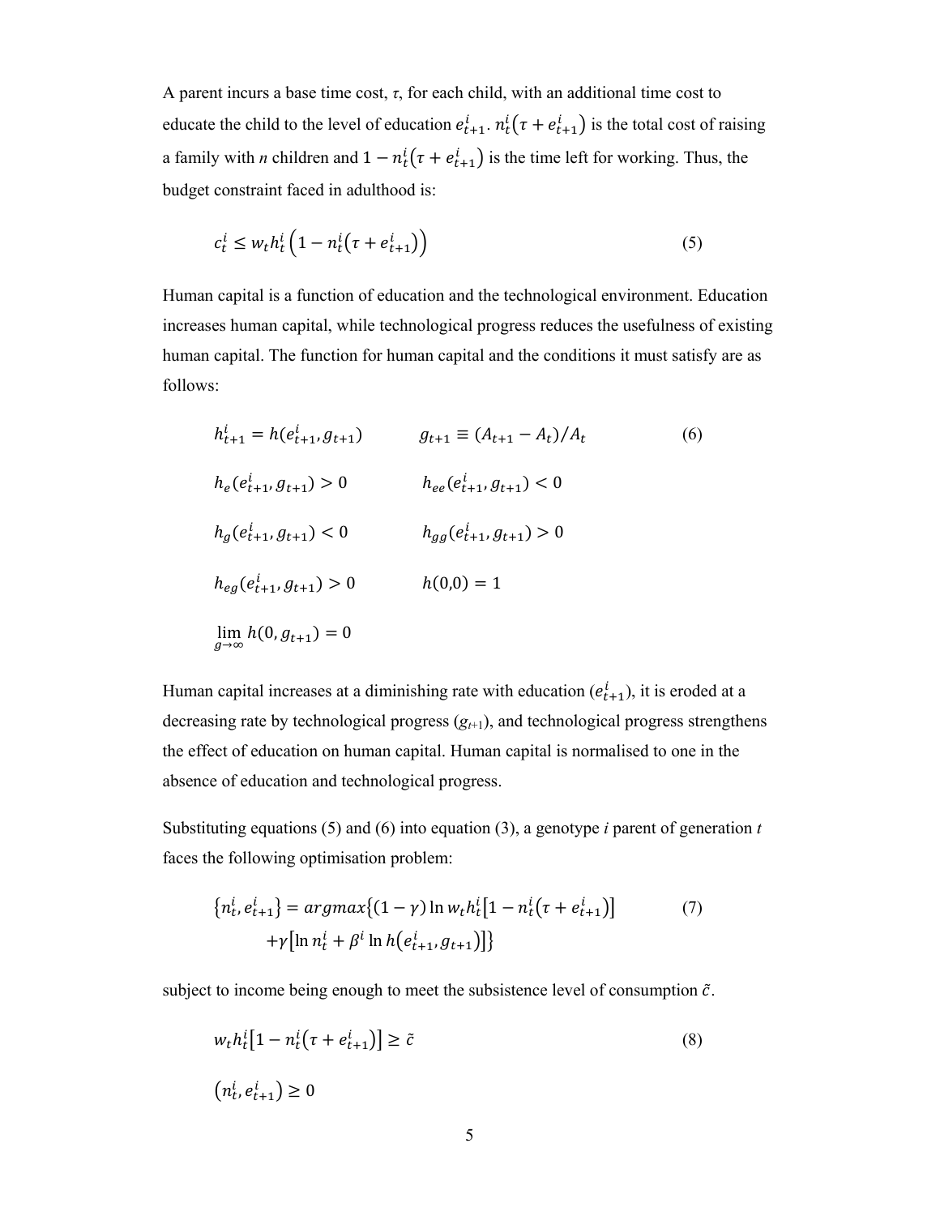A parent incurs a base time cost, $\tau$, for each child, with an additional time cost to educate the child to the level of education $e_{t+1}^i$. $n_t^i(\tau + e_{t+1}^i)$ is the total cost of raising a family with *n* children and $1 - n_t^i(\tau + e_{t+1}^i)$ is the time left for working. Thus, the budget constraint faced in adulthood is:

$$c_t^i \leq w_t h_t^i \left(1 - n_t^i(\tau + e_{t+1}^i)\right) \tag{5}$$

Human capital is a function of education and the technological environment. Education increases human capital, while technological progress reduces the usefulness of existing human capital. The function for human capital and the conditions it must satisfy are as follows:

$$h_{t+1}^i = h(e_{t+1}^i, g_{t+1}) \qquad g_{t+1} \equiv (A_{t+1} - A_t)/A_t \tag{6}$$

$$h_e(e_{t+1}^i, g_{t+1}) > 0 \qquad h_{ee}(e_{t+1}^i, g_{t+1}) < 0$$

$$h_g(e_{t+1}^i, g_{t+1}) < 0 \qquad h_{gg}(e_{t+1}^i, g_{t+1}) > 0$$

$$h_{eg}(e_{t+1}^i, g_{t+1}) > 0 \qquad h(0,0) = 1$$

$$\lim_{g \to \infty} h(0, g_{t+1}) = 0$$

Human capital increases at a diminishing rate with education ($e_{t+1}^i$), it is eroded at a decreasing rate by technological progress ($g_{t+1}$), and technological progress strengthens the effect of education on human capital. Human capital is normalised to one in the absence of education and technological progress.

Substituting equations (5) and (6) into equation (3), a genotype *i* parent of generation *t* faces the following optimisation problem:

$$\{n_t^i, e_{t+1}^i\} = argmax\{(1-\gamma)\ln w_t h_t^i[1 - n_t^i(\tau + e_{t+1}^i)] + \gamma[\ln n_t^i + \beta^i \ln h(e_{t+1}^i, g_{t+1})]\} \tag{7}$$

subject to income being enough to meet the subsistence level of consumption $\tilde{c}$.

$$w_t h_t^i[1 - n_t^i(\tau + e_{t+1}^i)] \geq \tilde{c} \tag{8}$$

$$(n_t^i, e_{t+1}^i) \geq 0$$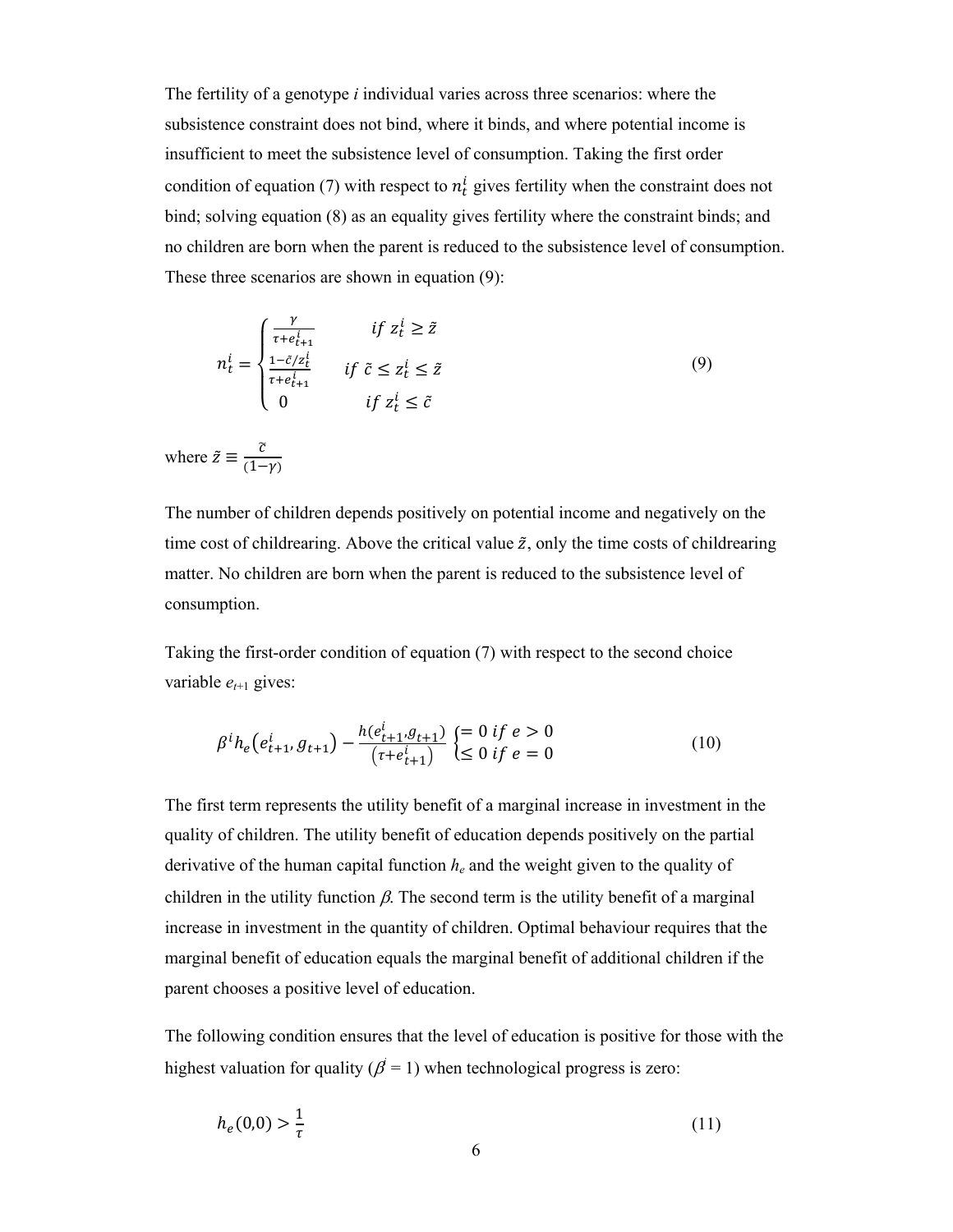The fertility of a genotype *i* individual varies across three scenarios: where the subsistence constraint does not bind, where it binds, and where potential income is insufficient to meet the subsistence level of consumption. Taking the first order condition of equation (7) with respect to $n_t^i$ gives fertility when the constraint does not bind; solving equation (8) as an equality gives fertility where the constraint binds; and no children are born when the parent is reduced to the subsistence level of consumption. These three scenarios are shown in equation (9):

$$n_t^i = \begin{cases} \frac{\gamma}{\tau + e_{t+1}^i} & if\ z_t^i \geq \tilde{z} \\ \frac{1-\tilde{c}/z_t^i}{\tau + e_{t+1}^i} & if\ \tilde{c} \leq z_t^i \leq \tilde{z} \\ 0 & if\ z_t^i \leq \tilde{c} \end{cases} \tag{9}$$

where $\tilde{z} \equiv \frac{\tilde{c}}{(1-\gamma)}$

The number of children depends positively on potential income and negatively on the time cost of childrearing. Above the critical value $\tilde{z}$, only the time costs of childrearing matter. No children are born when the parent is reduced to the subsistence level of consumption.

Taking the first-order condition of equation (7) with respect to the second choice variable $e_{t+1}$ gives:

$$\beta^i h_e(e_{t+1}^i, g_{t+1}) - \frac{h(e_{t+1}^i, g_{t+1})}{(\tau + e_{t+1}^i)} \begin{cases} = 0\ if\ e > 0 \\ \leq 0\ if\ e = 0 \end{cases} \tag{10}$$

The first term represents the utility benefit of a marginal increase in investment in the quality of children. The utility benefit of education depends positively on the partial derivative of the human capital function $h_e$ and the weight given to the quality of children in the utility function $\beta$. The second term is the utility benefit of a marginal increase in investment in the quantity of children. Optimal behaviour requires that the marginal benefit of education equals the marginal benefit of additional children if the parent chooses a positive level of education.

The following condition ensures that the level of education is positive for those with the highest valuation for quality ($\beta^i = 1$) when technological progress is zero:

$$h_e(0,0) > \frac{1}{\tau} \tag{11}$$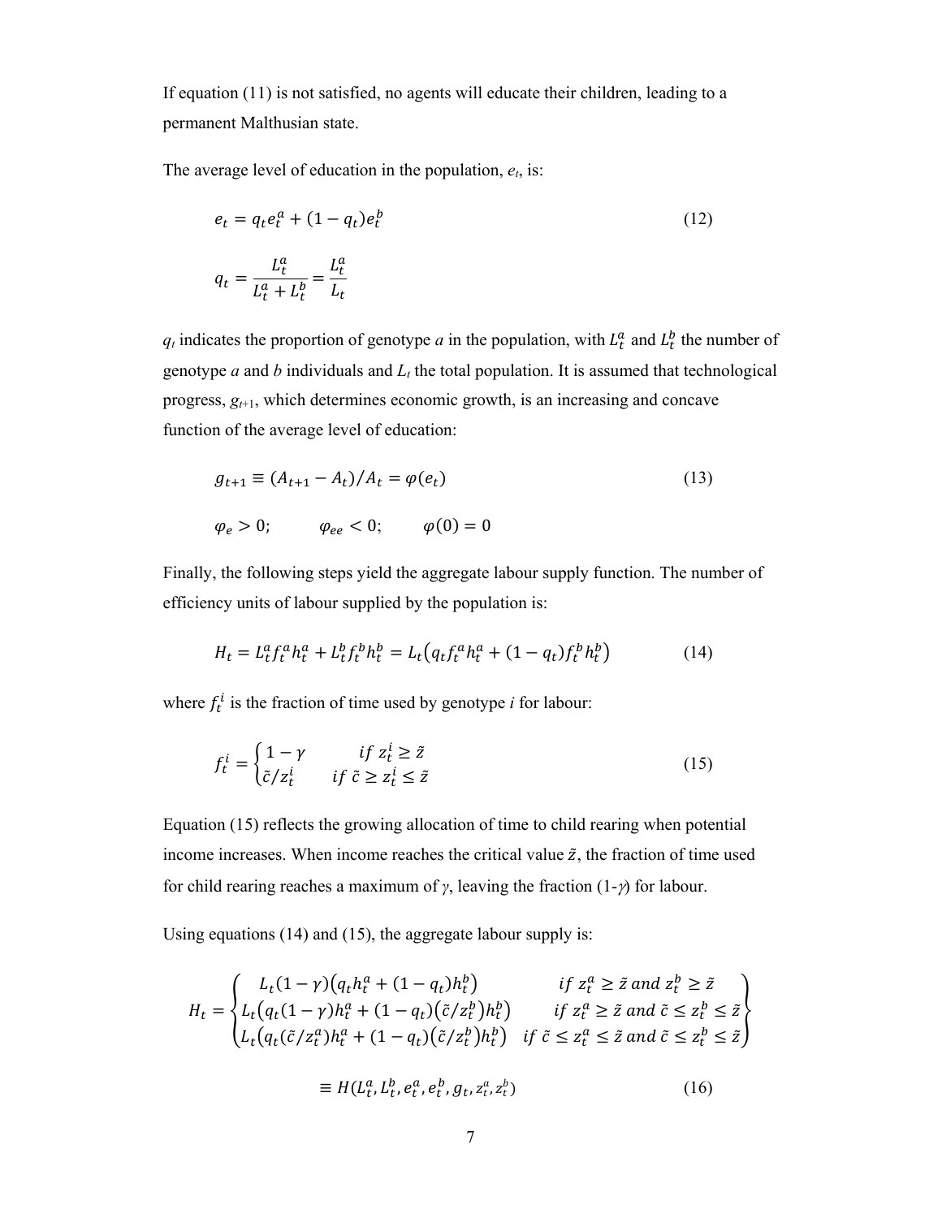If equation (11) is not satisfied, no agents will educate their children, leading to a permanent Malthusian state.

The average level of education in the population, $e_t$, is:

$$e_t = q_t e_t^a + (1 - q_t) e_t^b \tag{12}$$

$$q_t = \frac{L_t^a}{L_t^a + L_t^b} = \frac{L_t^a}{L_t}$$

$q_t$ indicates the proportion of genotype *a* in the population, with $L_t^a$ and $L_t^b$ the number of genotype *a* and *b* individuals and $L_t$ the total population. It is assumed that technological progress, $g_{t+1}$, which determines economic growth, is an increasing and concave function of the average level of education:

$$g_{t+1} \equiv (A_{t+1} - A_t)/A_t = \varphi(e_t) \tag{13}$$

$$\varphi_e > 0; \qquad \varphi_{ee} < 0; \qquad \varphi(0) = 0$$

Finally, the following steps yield the aggregate labour supply function. The number of efficiency units of labour supplied by the population is:

$$H_t = L_t^a f_t^a h_t^a + L_t^b f_t^b h_t^b = L_t\left(q_t f_t^a h_t^a + (1 - q_t) f_t^b h_t^b\right) \tag{14}$$

where $f_t^i$ is the fraction of time used by genotype *i* for labour:

$$f_t^i = \begin{cases} 1 - \gamma & if\ z_t^i \geq \tilde{z} \\ \tilde{c}/z_t^i & if\ \tilde{c} \geq z_t^i \leq \tilde{z} \end{cases} \tag{15}$$

Equation (15) reflects the growing allocation of time to child rearing when potential income increases. When income reaches the critical value $\tilde{z}$, the fraction of time used for child rearing reaches a maximum of $\gamma$, leaving the fraction $(1-\gamma)$ for labour.

Using equations (14) and (15), the aggregate labour supply is:

$$H_t = \begin{Bmatrix} L_t(1-\gamma)\left(q_t h_t^a + (1-q_t) h_t^b\right) & if\ z_t^a \geq \tilde{z}\ and\ z_t^b \geq \tilde{z} \\ L_t\left(q_t(1-\gamma)h_t^a + (1-q_t)\left(\tilde{c}/z_t^b\right)h_t^b\right) & if\ z_t^a \geq \tilde{z}\ and\ \tilde{c} \leq z_t^b \leq \tilde{z} \\ L_t\left(q_t(\tilde{c}/z_t^a)h_t^a + (1-q_t)\left(\tilde{c}/z_t^b\right)h_t^b\right) & if\ \tilde{c} \leq z_t^a \leq \tilde{z}\ and\ \tilde{c} \leq z_t^b \leq \tilde{z} \end{Bmatrix}$$

$$\equiv H(L_t^a, L_t^b, e_t^a, e_t^b, g_t, z_t^a, z_t^b) \tag{16}$$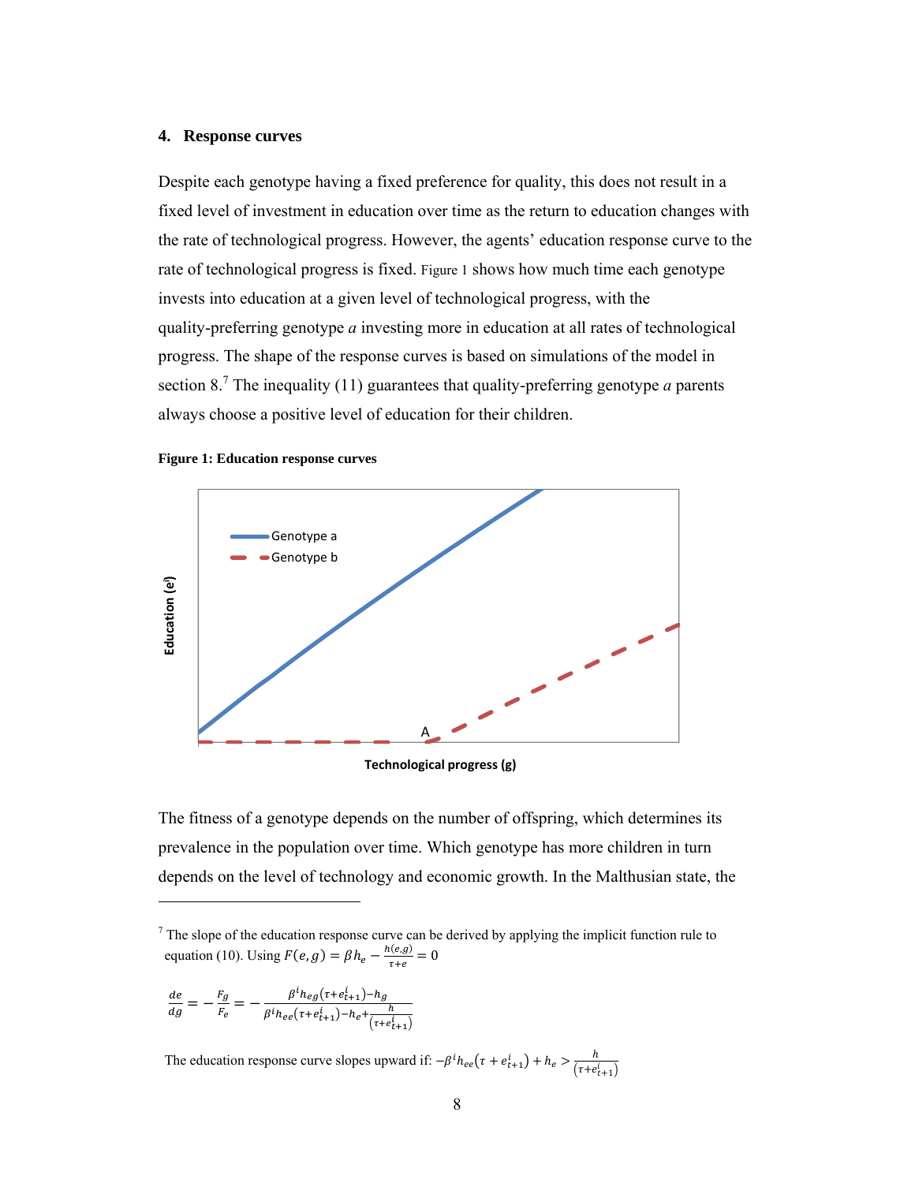## 4. Response curves

Despite each genotype having a fixed preference for quality, this does not result in a fixed level of investment in education over time as the return to education changes with the rate of technological progress. However, the agents' education response curve to the rate of technological progress is fixed. Figure 1 shows how much time each genotype invests into education at a given level of technological progress, with the quality-preferring genotype *a* investing more in education at all rates of technological progress. The shape of the response curves is based on simulations of the model in section 8.[7] The inequality (11) guarantees that quality-preferring genotype *a* parents always choose a positive level of education for their children.

**Figure 1: Education response curves**

The fitness of a genotype depends on the number of offspring, which determines its prevalence in the population over time. Which genotype has more children in turn depends on the level of technology and economic growth. In the Malthusian state, the

[7] The slope of the education response curve can be derived by applying the implicit function rule to equation (10). Using $F(e,g) = \beta h_e - \frac{h(e,g)}{\tau+e} = 0$

$$\frac{de}{dg} = -\frac{F_g}{F_e} = -\frac{\beta^i h_{eg}(\tau+e_{t+1}^i) - h_g}{\beta^i h_{ee}(\tau+e_{t+1}^i) - h_e + \frac{h}{(\tau+e_{t+1}^i)}}$$

The education response curve slopes upward if: $-\beta^i h_{ee}(\tau + e_{t+1}^i) + h_e > \frac{h}{(\tau+e_{t+1}^i)}$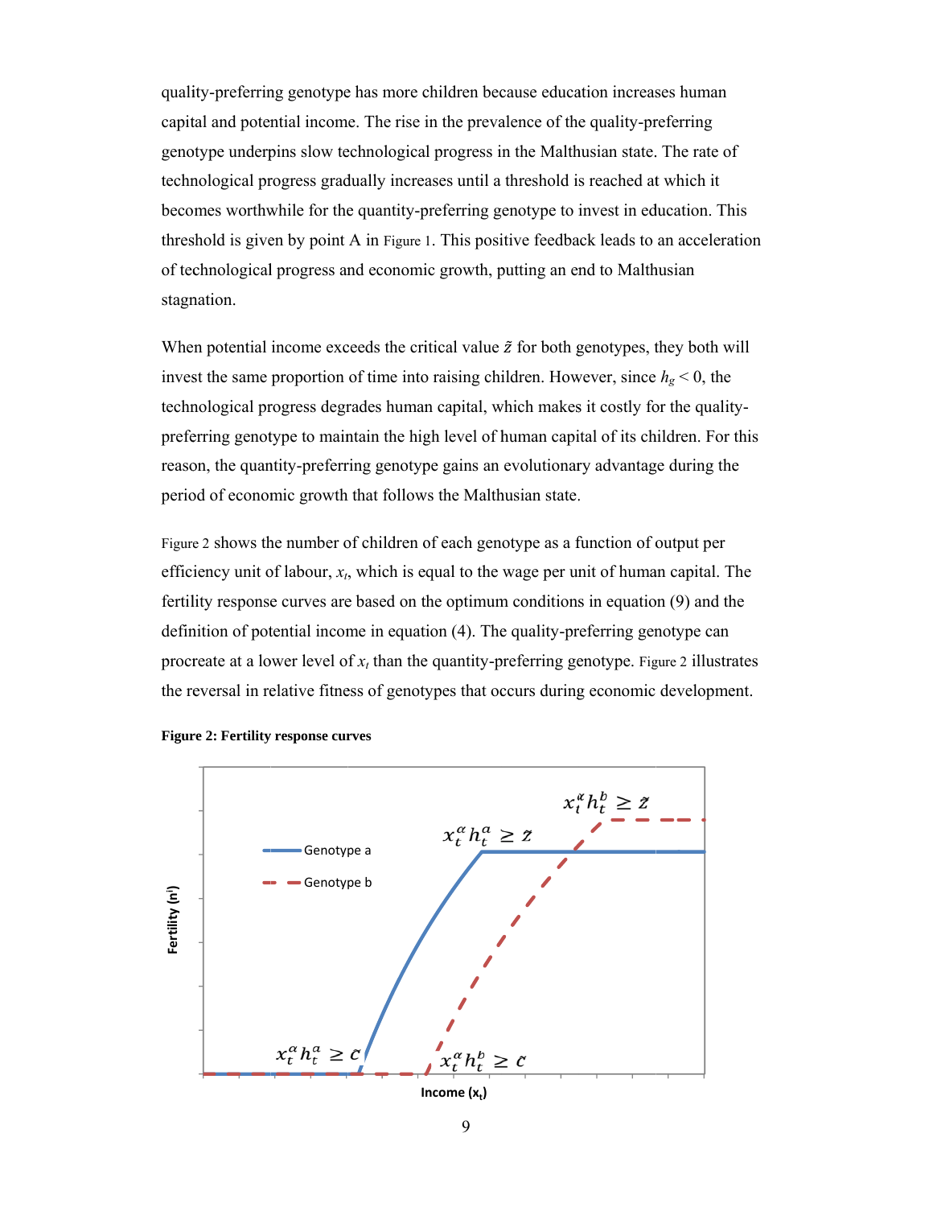quality-preferring genotype has more children because education increases human capital and potential income. The rise in the prevalence of the quality-preferring genotype underpins slow technological progress in the Malthusian state. The rate of technological progress gradually increases until a threshold is reached at which it becomes worthwhile for the quantity-preferring genotype to invest in education. This threshold is given by point A in Figure 1. This positive feedback leads to an acceleration of technological progress and economic growth, putting an end to Malthusian stagnation.

When potential income exceeds the critical value $\tilde{z}$ for both genotypes, they both will invest the same proportion of time into raising children. However, since $h_g < 0$, the technological progress degrades human capital, which makes it costly for the quality-preferring genotype to maintain the high level of human capital of its children. For this reason, the quantity-preferring genotype gains an evolutionary advantage during the period of economic growth that follows the Malthusian state.

Figure 2 shows the number of children of each genotype as a function of output per efficiency unit of labour, $x_t$, which is equal to the wage per unit of human capital. The fertility response curves are based on the optimum conditions in equation (9) and the definition of potential income in equation (4). The quality-preferring genotype can procreate at a lower level of $x_t$ than the quantity-preferring genotype. Figure 2 illustrates the reversal in relative fitness of genotypes that occurs during economic development.

**Figure 2: Fertility response curves**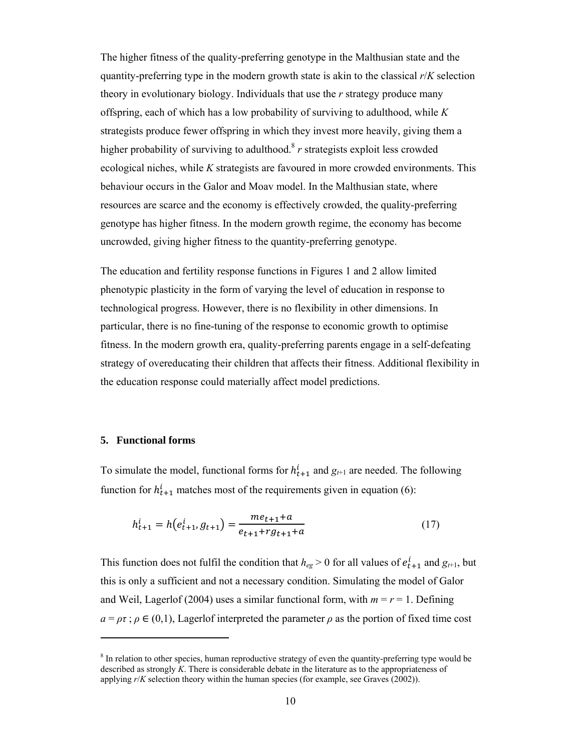The higher fitness of the quality-preferring genotype in the Malthusian state and the quantity-preferring type in the modern growth state is akin to the classical *r*/*K* selection theory in evolutionary biology. Individuals that use the *r* strategy produce many offspring, each of which has a low probability of surviving to adulthood, while *K* strategists produce fewer offspring in which they invest more heavily, giving them a higher probability of surviving to adulthood.[8] *r* strategists exploit less crowded ecological niches, while *K* strategists are favoured in more crowded environments. This behaviour occurs in the Galor and Moav model. In the Malthusian state, where resources are scarce and the economy is effectively crowded, the quality-preferring genotype has higher fitness. In the modern growth regime, the economy has become uncrowded, giving higher fitness to the quantity-preferring genotype.

The education and fertility response functions in Figures 1 and 2 allow limited phenotypic plasticity in the form of varying the level of education in response to technological progress. However, there is no flexibility in other dimensions. In particular, there is no fine-tuning of the response to economic growth to optimise fitness. In the modern growth era, quality-preferring parents engage in a self-defeating strategy of overeducating their children that affects their fitness. Additional flexibility in the education response could materially affect model predictions.

## 5. Functional forms

To simulate the model, functional forms for $h^i_{t+1}$ and $g_{t+1}$ are needed. The following function for $h^i_{t+1}$ matches most of the requirements given in equation (6):

$$h^i_{t+1} = h\left(e^i_{t+1}, g_{t+1}\right) = \frac{me_{t+1}+a}{e_{t+1}+rg_{t+1}+a} \tag{17}$$

This function does not fulfil the condition that $h_{eg} > 0$ for all values of $e^i_{t+1}$ and $g_{t+1}$, but this is only a sufficient and not a necessary condition. Simulating the model of Galor and Weil, Lagerlof (2004) uses a similar functional form, with $m = r = 1$. Defining $a = \rho\tau$ ; $\rho \in (0,1)$, Lagerlof interpreted the parameter $\rho$ as the portion of fixed time cost

[8] In relation to other species, human reproductive strategy of even the quantity-preferring type would be described as strongly *K*. There is considerable debate in the literature as to the appropriateness of applying *r*/*K* selection theory within the human species (for example, see Graves (2002)).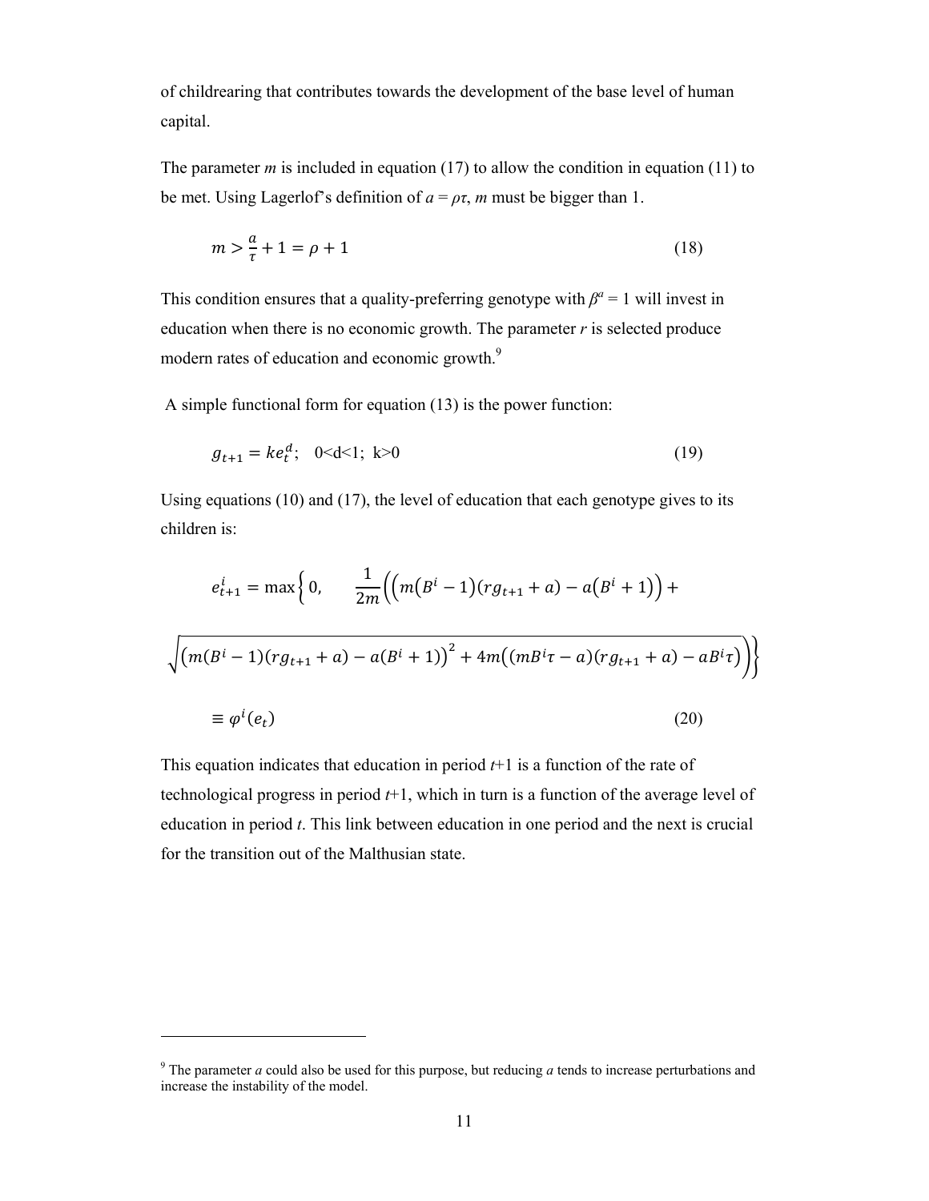of childrearing that contributes towards the development of the base level of human capital.

The parameter $m$ is included in equation (17) to allow the condition in equation (11) to be met. Using Lagerlof's definition of $a = \rho\tau$, $m$ must be bigger than 1.

$$m > \frac{a}{\tau} + 1 = \rho + 1 \tag{18}$$

This condition ensures that a quality-preferring genotype with $\beta^a = 1$ will invest in education when there is no economic growth. The parameter $r$ is selected produce modern rates of education and economic growth.[9]

A simple functional form for equation (13) is the power function:

$$g_{t+1} = ke_t^d; \quad 0<d<1; \ k>0 \tag{19}$$

Using equations (10) and (17), the level of education that each genotype gives to its children is:

$$e_{t+1}^i = \max\left\{0, \quad \frac{1}{2m}\left(\left(m(B^i - 1)(rg_{t+1} + a) - a(B^i + 1)\right) + \sqrt{\left(m(B^i - 1)(rg_{t+1} + a) - a(B^i + 1)\right)^2 + 4m\left((mB^i\tau - a)(rg_{t+1} + a) - aB^i\tau\right)}\right)\right\}$$

$$\equiv \varphi^i(e_t) \tag{20}$$

This equation indicates that education in period $t$+1 is a function of the rate of technological progress in period $t$+1, which in turn is a function of the average level of education in period $t$. This link between education in one period and the next is crucial for the transition out of the Malthusian state.

---

[9] The parameter $a$ could also be used for this purpose, but reducing $a$ tends to increase perturbations and increase the instability of the model.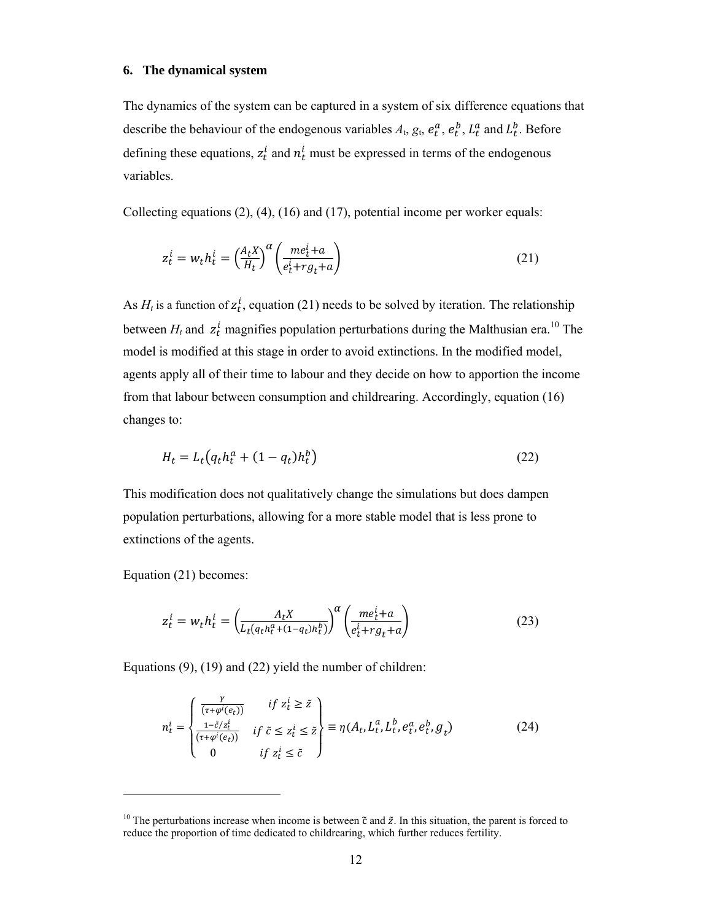## 6. The dynamical system

The dynamics of the system can be captured in a system of six difference equations that describe the behaviour of the endogenous variables $A_t$, $g_t$, $e_t^a$, $e_t^b$, $L_t^a$ and $L_t^b$. Before defining these equations, $z_t^i$ and $n_t^i$ must be expressed in terms of the endogenous variables.

Collecting equations (2), (4), (16) and (17), potential income per worker equals:

$$z_t^i = w_t h_t^i = \left(\frac{A_t X}{H_t}\right)^{\alpha} \left(\frac{m e_t^i + a}{e_t^i + r g_t + a}\right) \tag{21}$$

As $H_t$ is a function of $z_t^i$, equation (21) needs to be solved by iteration. The relationship between $H_t$ and $z_t^i$ magnifies population perturbations during the Malthusian era.[10] The model is modified at this stage in order to avoid extinctions. In the modified model, agents apply all of their time to labour and they decide on how to apportion the income from that labour between consumption and childrearing. Accordingly, equation (16) changes to:

$$H_t = L_t\left(q_t h_t^a + (1 - q_t) h_t^b\right) \tag{22}$$

This modification does not qualitatively change the simulations but does dampen population perturbations, allowing for a more stable model that is less prone to extinctions of the agents.

Equation (21) becomes:

$$z_t^i = w_t h_t^i = \left(\frac{A_t X}{L_t\left(q_t h_t^a + (1 - q_t) h_t^b\right)}\right)^{\alpha} \left(\frac{m e_t^i + a}{e_t^i + r g_t + a}\right) \tag{23}$$

Equations (9), (19) and (22) yield the number of children:

$$n_t^i = \left\{ \begin{array}{ll} \frac{\gamma}{(\tau + \varphi^i(e_t))} & if\ z_t^i \geq \tilde{z} \\ \frac{1 - \tilde{c}/z_t^i}{(\tau + \varphi^i(e_t))} & if\ \tilde{c} \leq z_t^i \leq \tilde{z} \\ 0 & if\ z_t^i \leq \tilde{c} \end{array} \right\} \equiv \eta(A_t, L_t^a, L_t^b, e_t^a, e_t^b, g_t) \tag{24}$$

---

[10] The perturbations increase when income is between $\tilde{c}$ and $\tilde{z}$. In this situation, the parent is forced to reduce the proportion of time dedicated to childrearing, which further reduces fertility.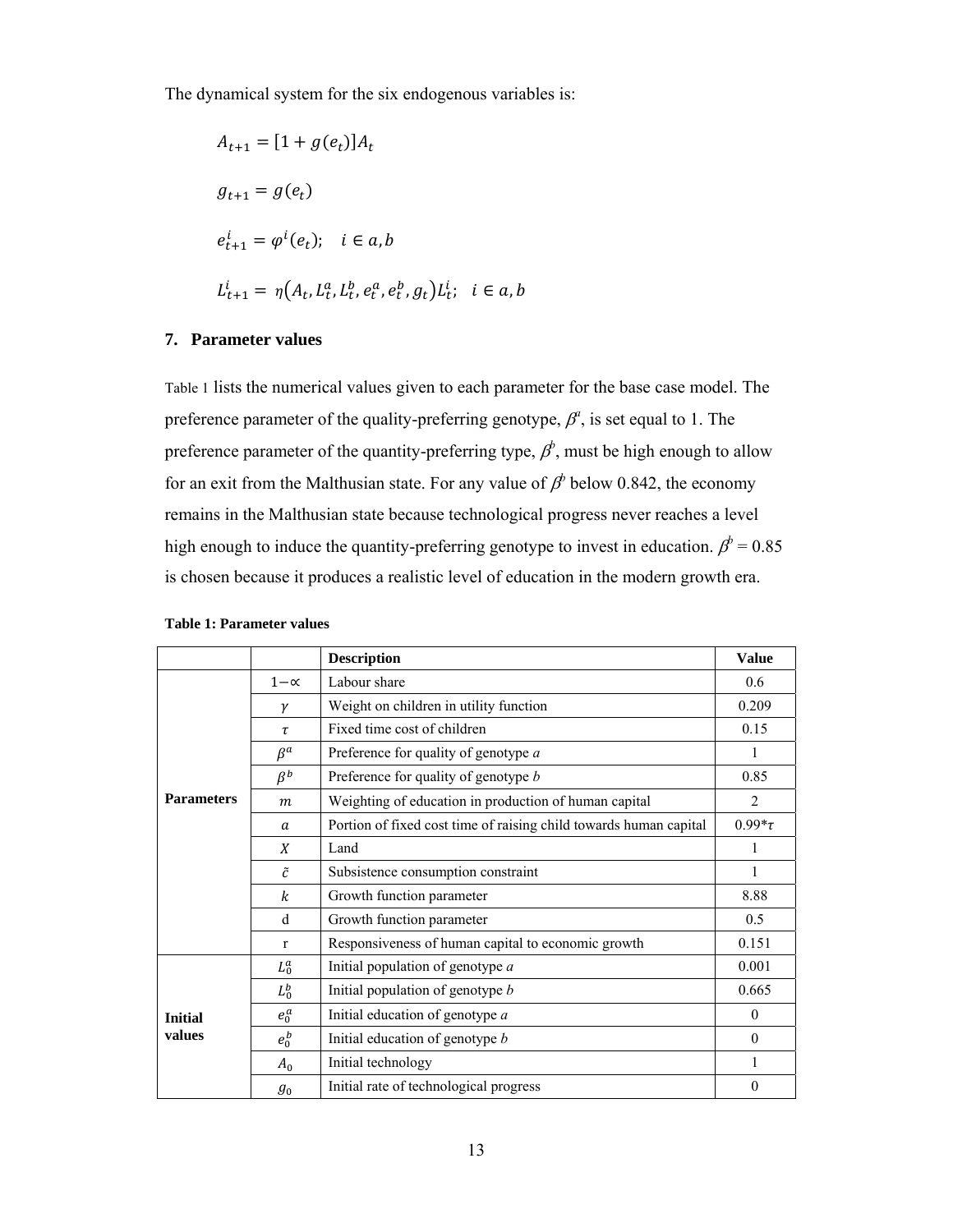The dynamical system for the six endogenous variables is:

$$A_{t+1} = [1 + g(e_t)]A_t$$

$$g_{t+1} = g(e_t)$$

$$e_{t+1}^i = \varphi^i(e_t); \quad i \in a, b$$

$$L_{t+1}^i = \eta\left(A_t, L_t^a, L_t^b, e_t^a, e_t^b, g_t\right)L_t^i; \quad i \in a, b$$

## 7. Parameter values

Table 1 lists the numerical values given to each parameter for the base case model. The preference parameter of the quality-preferring genotype, $\beta^a$, is set equal to 1. The preference parameter of the quantity-preferring type, $\beta^b$, must be high enough to allow for an exit from the Malthusian state. For any value of $\beta^b$ below 0.842, the economy remains in the Malthusian state because technological progress never reaches a level high enough to induce the quantity-preferring genotype to invest in education. $\beta^b = 0.85$ is chosen because it produces a realistic level of education in the modern growth era.

**Table 1: Parameter values**

| | | Description | Value |
|---|---|---|---|
| **Parameters** | $1-\alpha$ | Labour share | 0.6 |
| | $\gamma$ | Weight on children in utility function | 0.209 |
| | $\tau$ | Fixed time cost of children | 0.15 |
| | $\beta^a$ | Preference for quality of genotype *a* | 1 |
| | $\beta^b$ | Preference for quality of genotype *b* | 0.85 |
| | $m$ | Weighting of education in production of human capital | 2 |
| | $a$ | Portion of fixed cost time of raising child towards human capital | $0.99{*}\tau$ |
| | $X$ | Land | 1 |
| | $\tilde{c}$ | Subsistence consumption constraint | 1 |
| | $k$ | Growth function parameter | 8.88 |
| | d | Growth function parameter | 0.5 |
| | r | Responsiveness of human capital to economic growth | 0.151 |
| **Initial values** | $L_0^a$ | Initial population of genotype *a* | 0.001 |
| | $L_0^b$ | Initial population of genotype *b* | 0.665 |
| | $e_0^a$ | Initial education of genotype *a* | 0 |
| | $e_0^b$ | Initial education of genotype *b* | 0 |
| | $A_0$ | Initial technology | 1 |
| | $g_0$ | Initial rate of technological progress | 0 |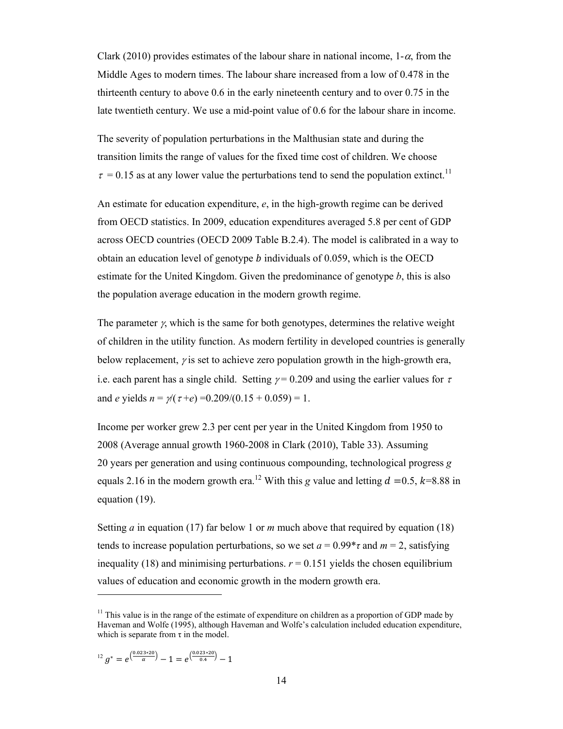Clark (2010) provides estimates of the labour share in national income, $1-\alpha$, from the Middle Ages to modern times. The labour share increased from a low of 0.478 in the thirteenth century to above 0.6 in the early nineteenth century and to over 0.75 in the late twentieth century. We use a mid-point value of 0.6 for the labour share in income.

The severity of population perturbations in the Malthusian state and during the transition limits the range of values for the fixed time cost of children. We choose $\tau = 0.15$ as at any lower value the perturbations tend to send the population extinct.[11]

An estimate for education expenditure, $e$, in the high-growth regime can be derived from OECD statistics. In 2009, education expenditures averaged 5.8 per cent of GDP across OECD countries (OECD 2009 Table B.2.4). The model is calibrated in a way to obtain an education level of genotype $b$ individuals of 0.059, which is the OECD estimate for the United Kingdom. Given the predominance of genotype $b$, this is also the population average education in the modern growth regime.

The parameter $\gamma$, which is the same for both genotypes, determines the relative weight of children in the utility function. As modern fertility in developed countries is generally below replacement, $\gamma$ is set to achieve zero population growth in the high-growth era, i.e. each parent has a single child. Setting $\gamma = 0.209$ and using the earlier values for $\tau$ and $e$ yields $n = \gamma/(\tau + e) = 0.209/(0.15 + 0.059) = 1$.

Income per worker grew 2.3 per cent per year in the United Kingdom from 1950 to 2008 (Average annual growth 1960-2008 in Clark (2010), Table 33). Assuming 20 years per generation and using continuous compounding, technological progress $g$ equals 2.16 in the modern growth era.[12] With this $g$ value and letting $d = 0.5$, $k$=8.88 in equation (19).

Setting $a$ in equation (17) far below 1 or $m$ much above that required by equation (18) tends to increase population perturbations, so we set $a = 0.99*\tau$ and $m = 2$, satisfying inequality (18) and minimising perturbations. $r = 0.151$ yields the chosen equilibrium values of education and economic growth in the modern growth era.

---

[11] This value is in the range of the estimate of expenditure on children as a proportion of GDP made by Haveman and Wolfe (1995), although Haveman and Wolfe's calculation included education expenditure, which is separate from $\tau$ in the model.

[12] $g^* = e^{\left(\frac{0.023*20}{\alpha}\right)} - 1 = e^{\left(\frac{0.023*20}{0.4}\right)} - 1$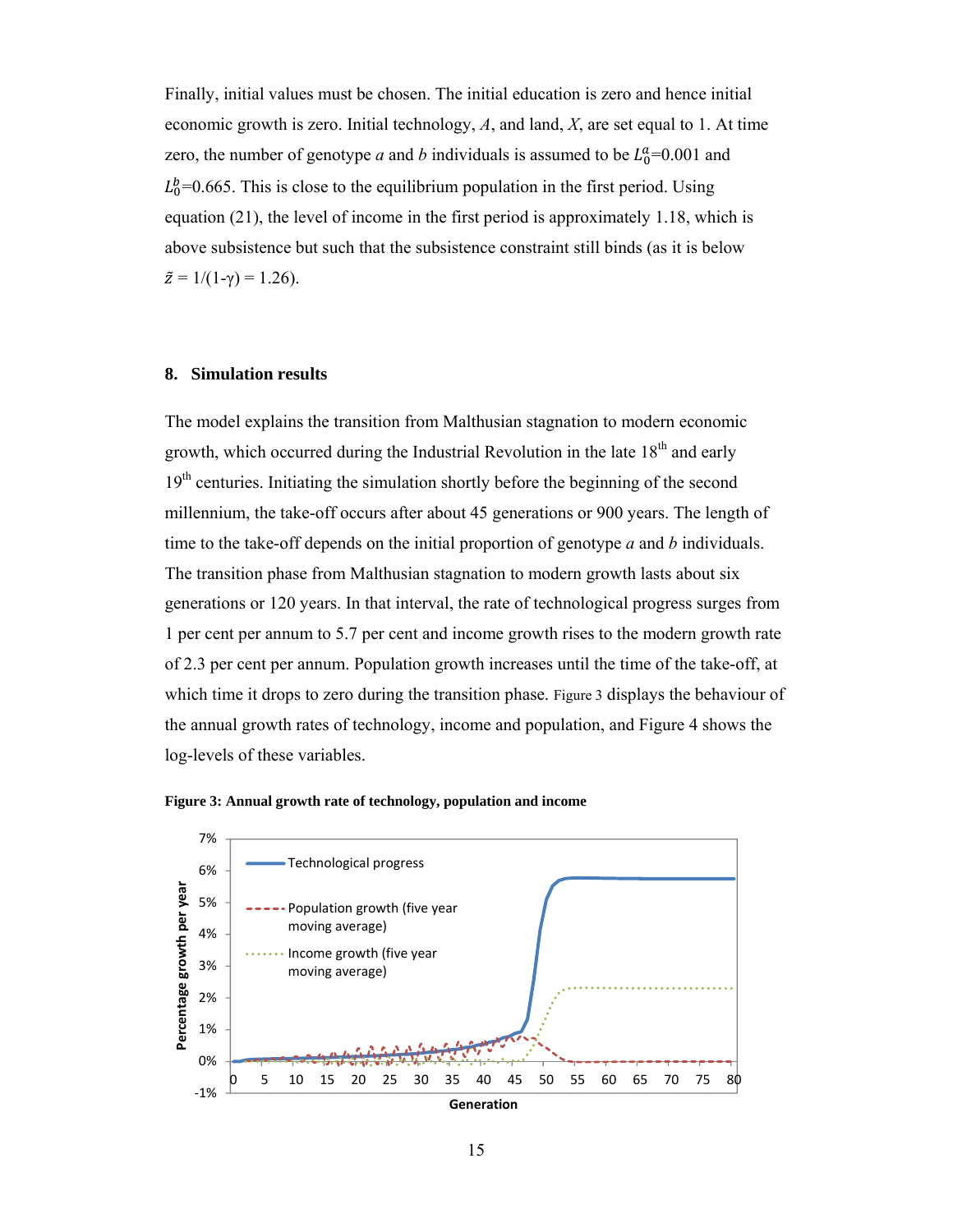Finally, initial values must be chosen. The initial education is zero and hence initial economic growth is zero. Initial technology, $A$, and land, $X$, are set equal to 1. At time zero, the number of genotype $a$ and $b$ individuals is assumed to be $L_0^a$=0.001 and $L_0^b$=0.665. This is close to the equilibrium population in the first period. Using equation (21), the level of income in the first period is approximately 1.18, which is above subsistence but such that the subsistence constraint still binds (as it is below $\tilde{z}$ = 1/(1-γ) = 1.26).

## 8. Simulation results

The model explains the transition from Malthusian stagnation to modern economic growth, which occurred during the Industrial Revolution in the late 18th and early 19th centuries. Initiating the simulation shortly before the beginning of the second millennium, the take-off occurs after about 45 generations or 900 years. The length of time to the take-off depends on the initial proportion of genotype $a$ and $b$ individuals. The transition phase from Malthusian stagnation to modern growth lasts about six generations or 120 years. In that interval, the rate of technological progress surges from 1 per cent per annum to 5.7 per cent and income growth rises to the modern growth rate of 2.3 per cent per annum. Population growth increases until the time of the take-off, at which time it drops to zero during the transition phase. Figure 3 displays the behaviour of the annual growth rates of technology, income and population, and Figure 4 shows the log-levels of these variables.

**Figure 3: Annual growth rate of technology, population and income**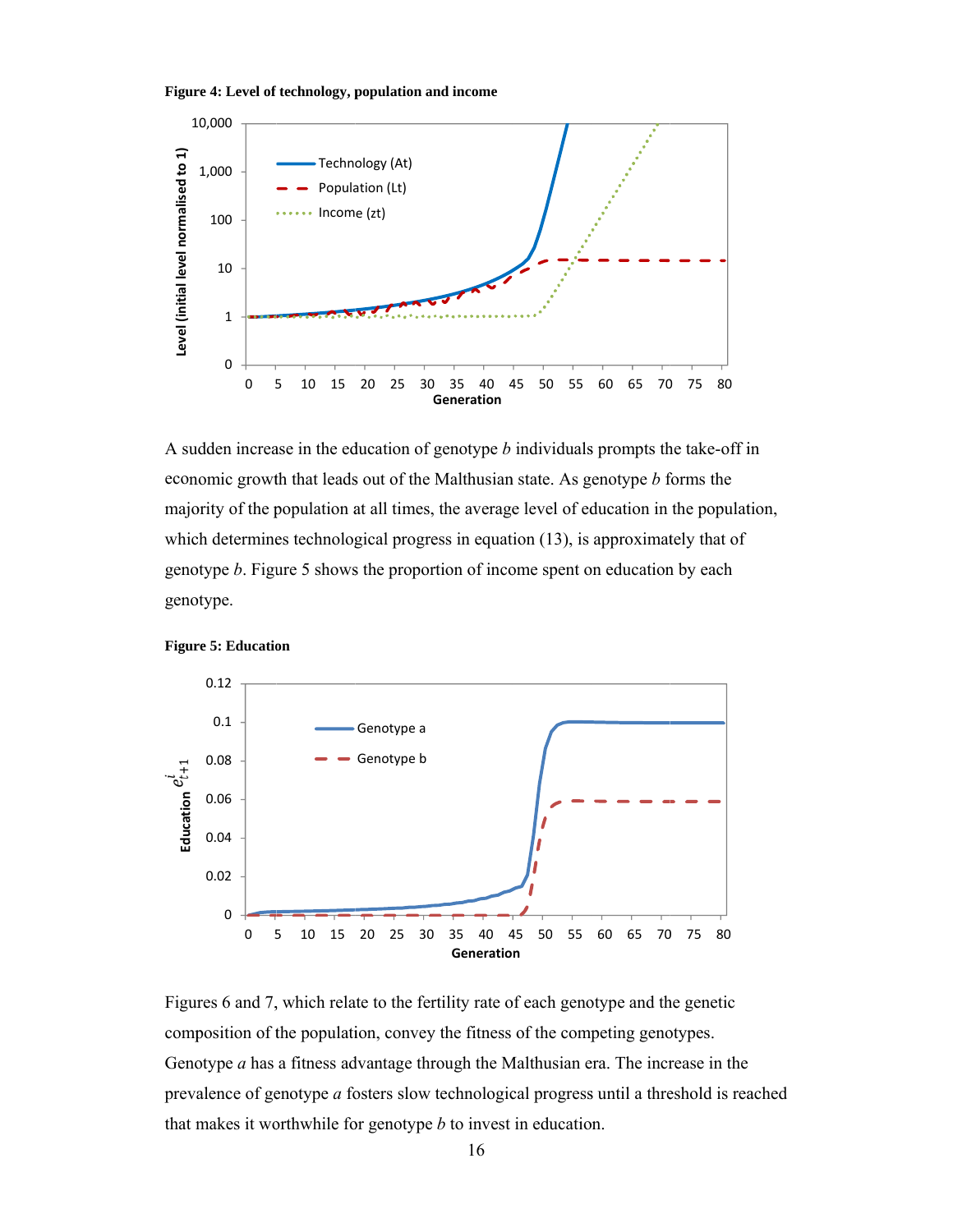**Figure 4: Level of technology, population and income**

A sudden increase in the education of genotype *b* individuals prompts the take-off in economic growth that leads out of the Malthusian state. As genotype *b* forms the majority of the population at all times, the average level of education in the population, which determines technological progress in equation (13), is approximately that of genotype *b*. Figure 5 shows the proportion of income spent on education by each genotype.

**Figure 5: Education**

Figures 6 and 7, which relate to the fertility rate of each genotype and the genetic composition of the population, convey the fitness of the competing genotypes. Genotype *a* has a fitness advantage through the Malthusian era. The increase in the prevalence of genotype *a* fosters slow technological progress until a threshold is reached that makes it worthwhile for genotype *b* to invest in education.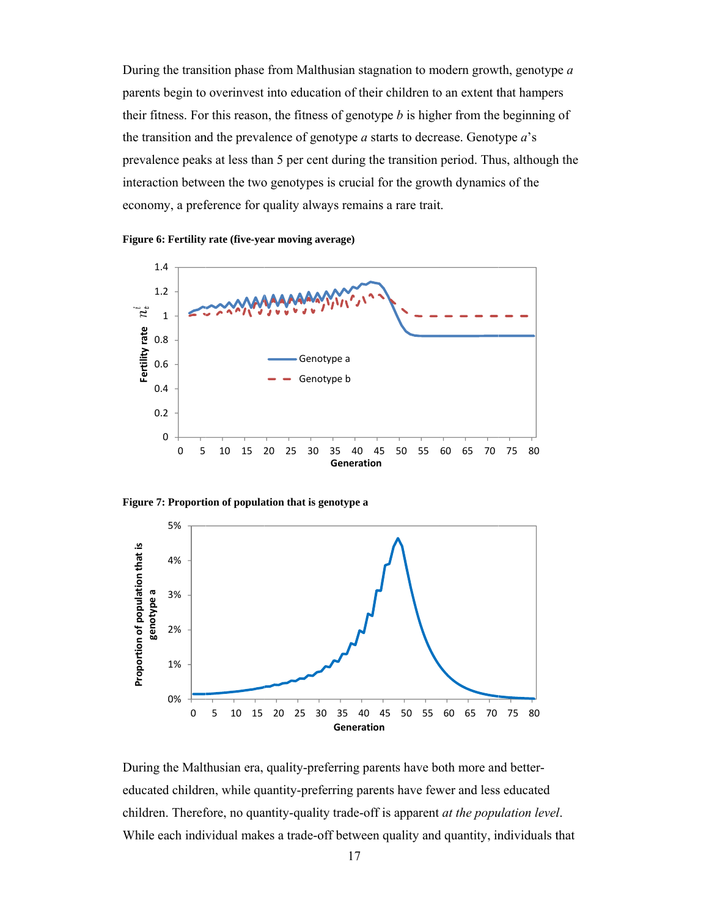During the transition phase from Malthusian stagnation to modern growth, genotype *a* parents begin to overinvest into education of their children to an extent that hampers their fitness. For this reason, the fitness of genotype *b* is higher from the beginning of the transition and the prevalence of genotype *a* starts to decrease. Genotype *a*'s prevalence peaks at less than 5 per cent during the transition period. Thus, although the interaction between the two genotypes is crucial for the growth dynamics of the economy, a preference for quality always remains a rare trait.

**Figure 6: Fertility rate (five-year moving average)**

**Figure 7: Proportion of population that is genotype a**

During the Malthusian era, quality-preferring parents have both more and better-educated children, while quantity-preferring parents have fewer and less educated children. Therefore, no quantity-quality trade-off is apparent *at the population level*. While each individual makes a trade-off between quality and quantity, individuals that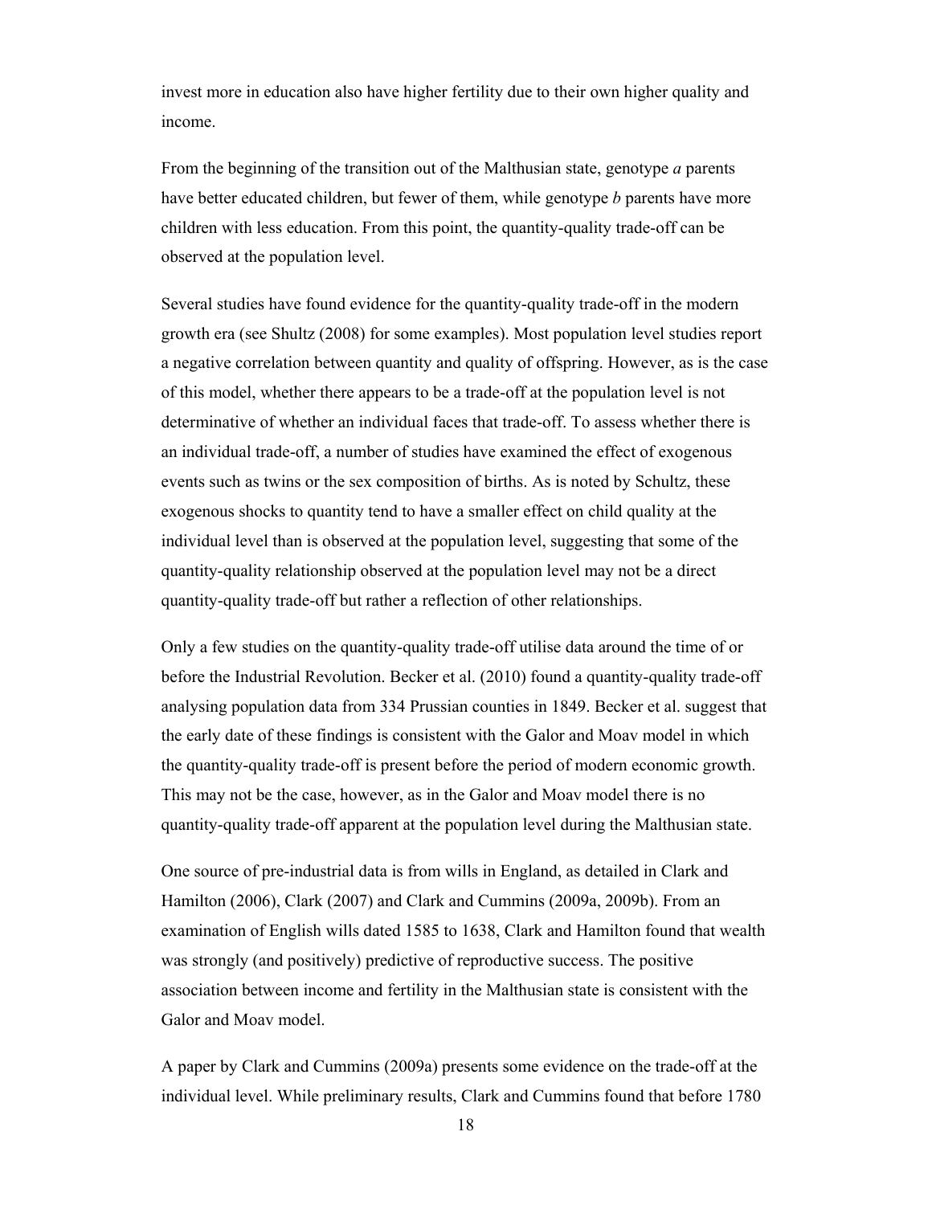invest more in education also have higher fertility due to their own higher quality and income.

From the beginning of the transition out of the Malthusian state, genotype *a* parents have better educated children, but fewer of them, while genotype *b* parents have more children with less education. From this point, the quantity-quality trade-off can be observed at the population level.

Several studies have found evidence for the quantity-quality trade-off in the modern growth era (see Shultz (2008) for some examples). Most population level studies report a negative correlation between quantity and quality of offspring. However, as is the case of this model, whether there appears to be a trade-off at the population level is not determinative of whether an individual faces that trade-off. To assess whether there is an individual trade-off, a number of studies have examined the effect of exogenous events such as twins or the sex composition of births. As is noted by Schultz, these exogenous shocks to quantity tend to have a smaller effect on child quality at the individual level than is observed at the population level, suggesting that some of the quantity-quality relationship observed at the population level may not be a direct quantity-quality trade-off but rather a reflection of other relationships.

Only a few studies on the quantity-quality trade-off utilise data around the time of or before the Industrial Revolution. Becker et al. (2010) found a quantity-quality trade-off analysing population data from 334 Prussian counties in 1849. Becker et al. suggest that the early date of these findings is consistent with the Galor and Moav model in which the quantity-quality trade-off is present before the period of modern economic growth. This may not be the case, however, as in the Galor and Moav model there is no quantity-quality trade-off apparent at the population level during the Malthusian state.

One source of pre-industrial data is from wills in England, as detailed in Clark and Hamilton (2006), Clark (2007) and Clark and Cummins (2009a, 2009b). From an examination of English wills dated 1585 to 1638, Clark and Hamilton found that wealth was strongly (and positively) predictive of reproductive success. The positive association between income and fertility in the Malthusian state is consistent with the Galor and Moav model.

A paper by Clark and Cummins (2009a) presents some evidence on the trade-off at the individual level. While preliminary results, Clark and Cummins found that before 1780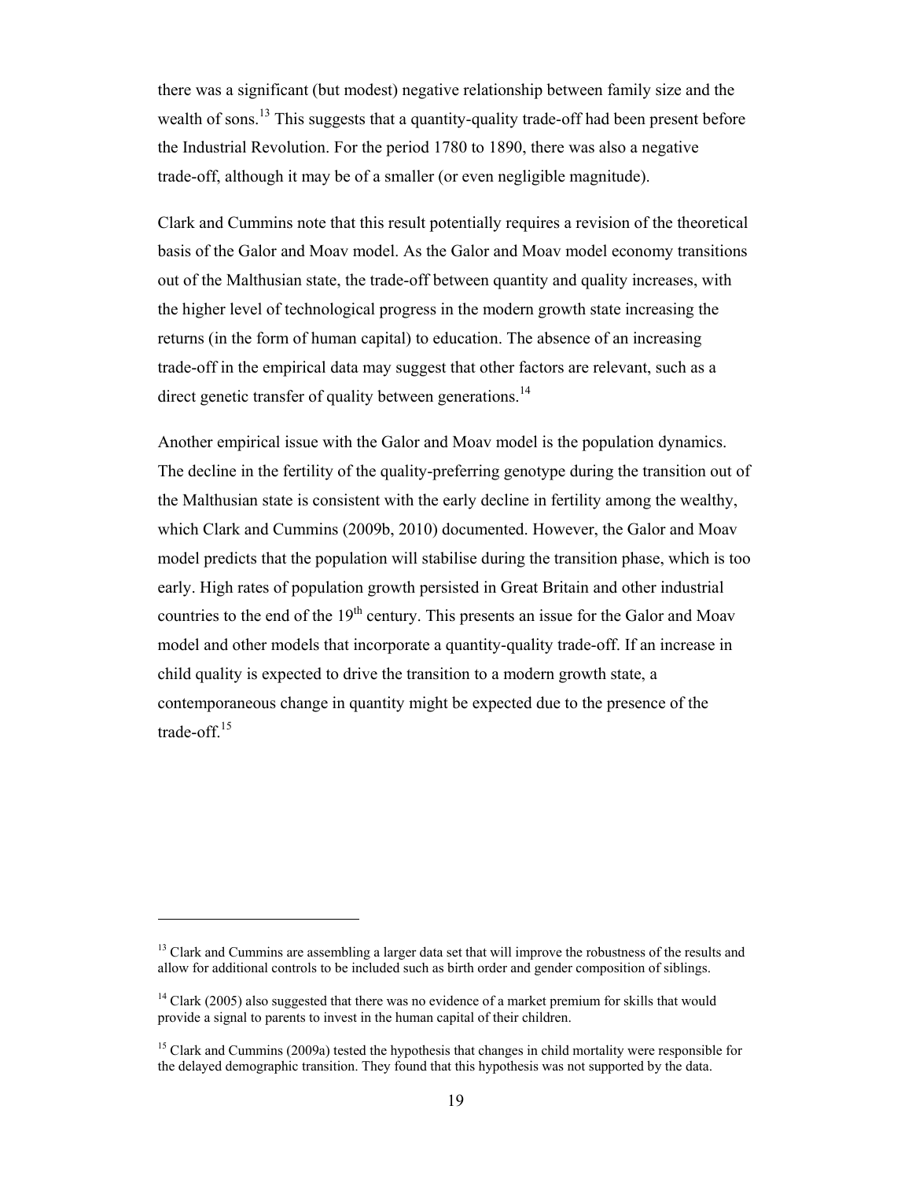there was a significant (but modest) negative relationship between family size and the wealth of sons.[13] This suggests that a quantity-quality trade-off had been present before the Industrial Revolution. For the period 1780 to 1890, there was also a negative trade-off, although it may be of a smaller (or even negligible magnitude).

Clark and Cummins note that this result potentially requires a revision of the theoretical basis of the Galor and Moav model. As the Galor and Moav model economy transitions out of the Malthusian state, the trade-off between quantity and quality increases, with the higher level of technological progress in the modern growth state increasing the returns (in the form of human capital) to education. The absence of an increasing trade-off in the empirical data may suggest that other factors are relevant, such as a direct genetic transfer of quality between generations.[14]

Another empirical issue with the Galor and Moav model is the population dynamics. The decline in the fertility of the quality-preferring genotype during the transition out of the Malthusian state is consistent with the early decline in fertility among the wealthy, which Clark and Cummins (2009b, 2010) documented. However, the Galor and Moav model predicts that the population will stabilise during the transition phase, which is too early. High rates of population growth persisted in Great Britain and other industrial countries to the end of the 19th century. This presents an issue for the Galor and Moav model and other models that incorporate a quantity-quality trade-off. If an increase in child quality is expected to drive the transition to a modern growth state, a contemporaneous change in quantity might be expected due to the presence of the trade-off.[15]

---

[13] Clark and Cummins are assembling a larger data set that will improve the robustness of the results and allow for additional controls to be included such as birth order and gender composition of siblings.

[14] Clark (2005) also suggested that there was no evidence of a market premium for skills that would provide a signal to parents to invest in the human capital of their children.

[15] Clark and Cummins (2009a) tested the hypothesis that changes in child mortality were responsible for the delayed demographic transition. They found that this hypothesis was not supported by the data.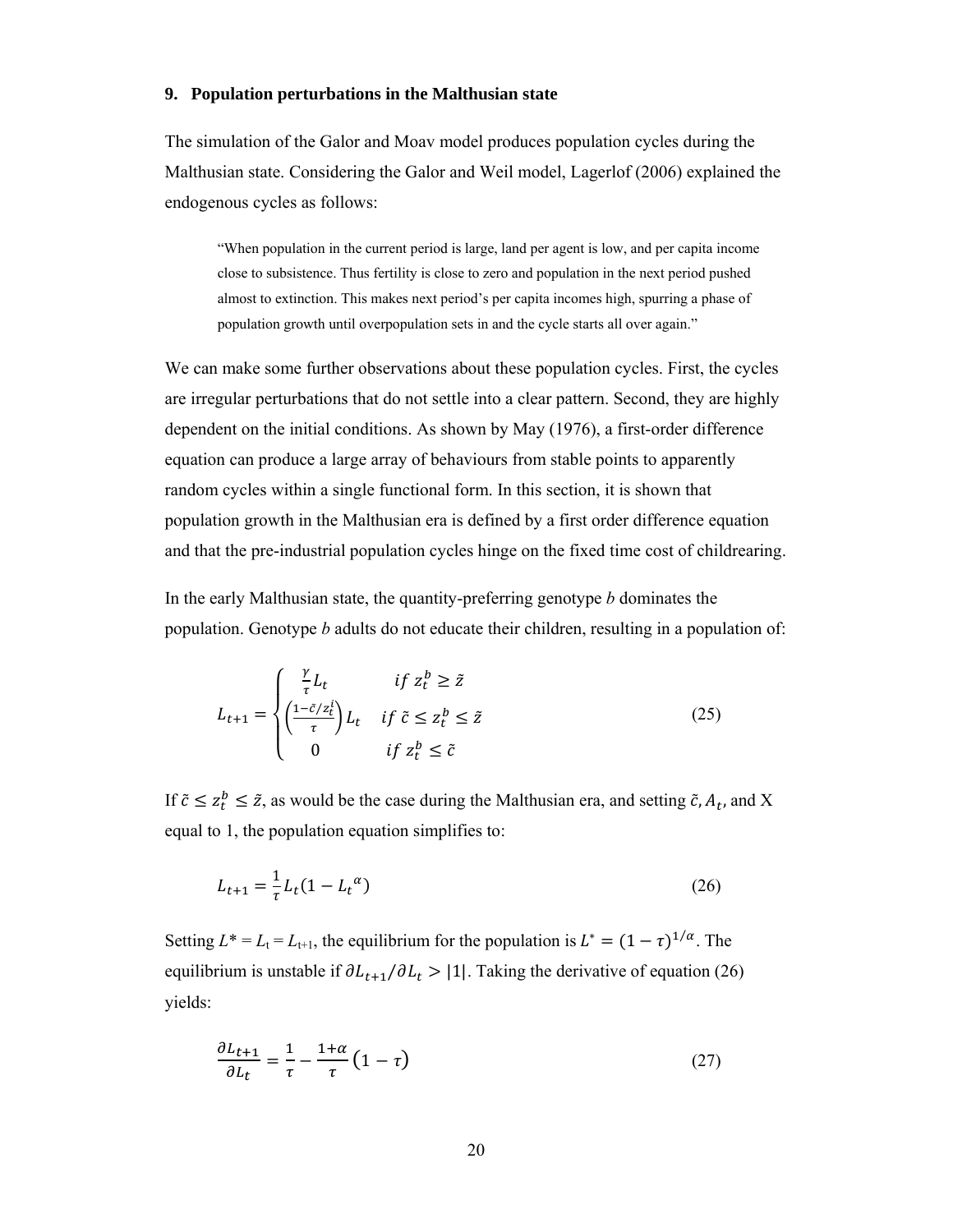## 9. Population perturbations in the Malthusian state

The simulation of the Galor and Moav model produces population cycles during the Malthusian state. Considering the Galor and Weil model, Lagerlof (2006) explained the endogenous cycles as follows:

> "When population in the current period is large, land per agent is low, and per capita income close to subsistence. Thus fertility is close to zero and population in the next period pushed almost to extinction. This makes next period's per capita incomes high, spurring a phase of population growth until overpopulation sets in and the cycle starts all over again."

We can make some further observations about these population cycles. First, the cycles are irregular perturbations that do not settle into a clear pattern. Second, they are highly dependent on the initial conditions. As shown by May (1976), a first-order difference equation can produce a large array of behaviours from stable points to apparently random cycles within a single functional form. In this section, it is shown that population growth in the Malthusian era is defined by a first order difference equation and that the pre-industrial population cycles hinge on the fixed time cost of childrearing.

In the early Malthusian state, the quantity-preferring genotype *b* dominates the population. Genotype *b* adults do not educate their children, resulting in a population of:

$$L_{t+1} = \begin{cases} \frac{\gamma}{\tau} L_t & if\ z_t^b \geq \tilde{z} \\ \left(\frac{1-\tilde{c}/z_t^i}{\tau}\right) L_t & if\ \tilde{c} \leq z_t^b \leq \tilde{z} \\ 0 & if\ z_t^b \leq \tilde{c} \end{cases} \tag{25}$$

If $\tilde{c} \leq z_t^b \leq \tilde{z}$, as would be the case during the Malthusian era, and setting $\tilde{c}, A_t$, and X equal to 1, the population equation simplifies to:

$$L_{t+1} = \frac{1}{\tau} L_t (1 - L_t{}^{\alpha}) \tag{26}$$

Setting $L^* = L_t = L_{t+1}$, the equilibrium for the population is $L^* = (1-\tau)^{1/\alpha}$. The equilibrium is unstable if $\partial L_{t+1}/\partial L_t > |1|$. Taking the derivative of equation (26) yields:

$$\frac{\partial L_{t+1}}{\partial L_t} = \frac{1}{\tau} - \frac{1+\alpha}{\tau}(1-\tau) \tag{27}$$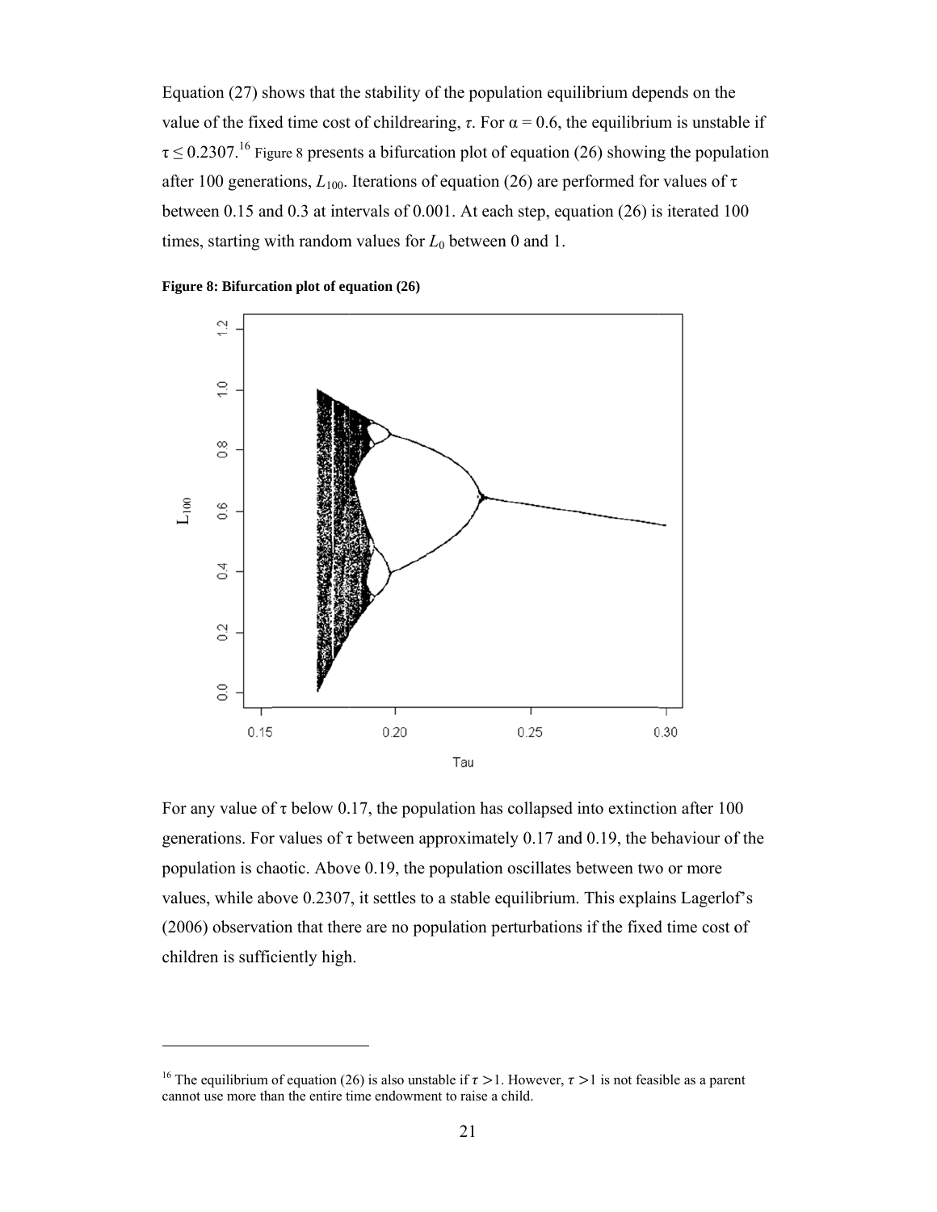Equation (27) shows that the stability of the population equilibrium depends on the value of the fixed time cost of childrearing, $\tau$. For $\alpha = 0.6$, the equilibrium is unstable if $\tau \leq 0.2307$.[16] Figure 8 presents a bifurcation plot of equation (26) showing the population after 100 generations, $L_{100}$. Iterations of equation (26) are performed for values of $\tau$ between 0.15 and 0.3 at intervals of 0.001. At each step, equation (26) is iterated 100 times, starting with random values for $L_0$ between 0 and 1.

**Figure 8: Bifurcation plot of equation (26)**

For any value of $\tau$ below 0.17, the population has collapsed into extinction after 100 generations. For values of $\tau$ between approximately 0.17 and 0.19, the behaviour of the population is chaotic. Above 0.19, the population oscillates between two or more values, while above 0.2307, it settles to a stable equilibrium. This explains Lagerlof's (2006) observation that there are no population perturbations if the fixed time cost of children is sufficiently high.

---

[16] The equilibrium of equation (26) is also unstable if $\tau > 1$. However, $\tau > 1$ is not feasible as a parent cannot use more than the entire time endowment to raise a child.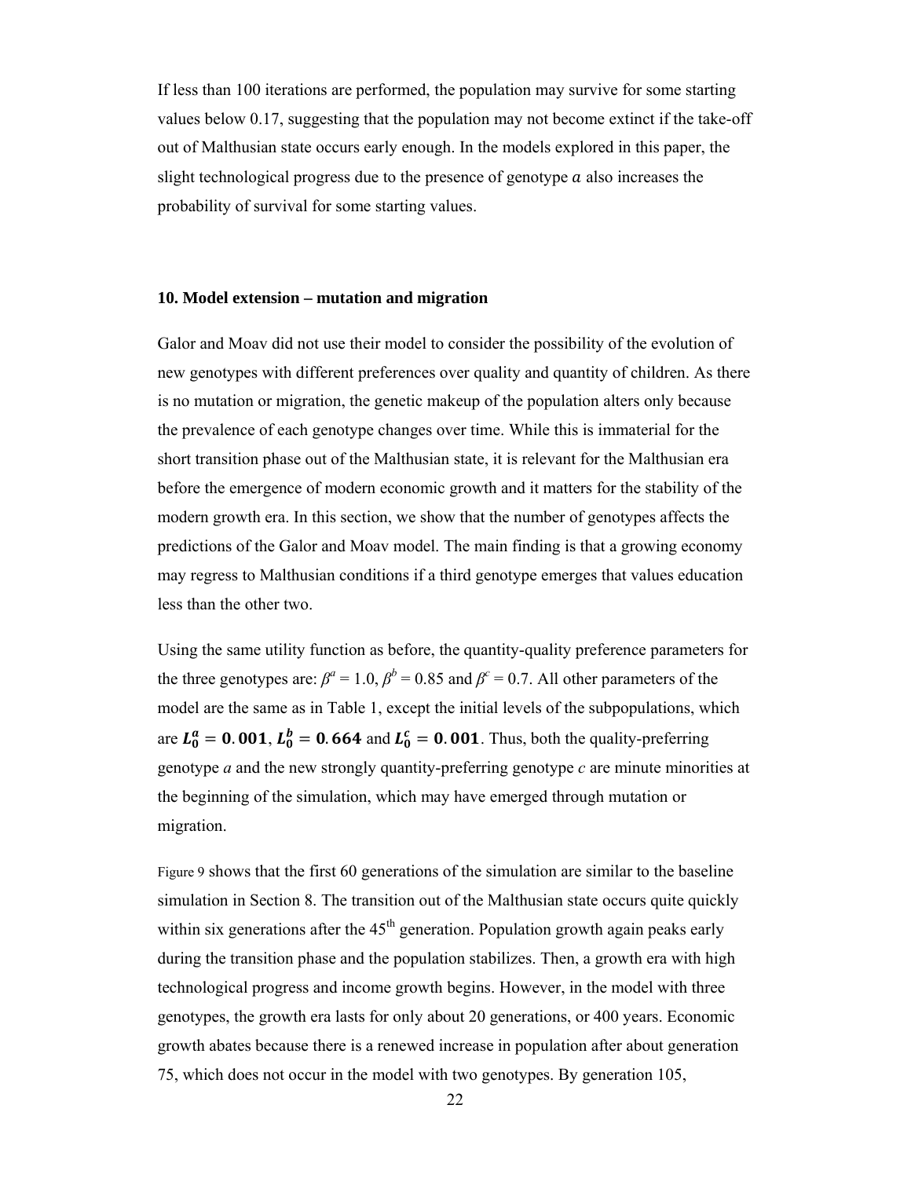If less than 100 iterations are performed, the population may survive for some starting values below 0.17, suggesting that the population may not become extinct if the take-off out of Malthusian state occurs early enough. In the models explored in this paper, the slight technological progress due to the presence of genotype $a$ also increases the probability of survival for some starting values.

### 10. Model extension – mutation and migration

Galor and Moav did not use their model to consider the possibility of the evolution of new genotypes with different preferences over quality and quantity of children. As there is no mutation or migration, the genetic makeup of the population alters only because the prevalence of each genotype changes over time. While this is immaterial for the short transition phase out of the Malthusian state, it is relevant for the Malthusian era before the emergence of modern economic growth and it matters for the stability of the modern growth era. In this section, we show that the number of genotypes affects the predictions of the Galor and Moav model. The main finding is that a growing economy may regress to Malthusian conditions if a third genotype emerges that values education less than the other two.

Using the same utility function as before, the quantity-quality preference parameters for the three genotypes are: $\beta^a = 1.0$, $\beta^b = 0.85$ and $\beta^c = 0.7$. All other parameters of the model are the same as in Table 1, except the initial levels of the subpopulations, which are $\boldsymbol{L_0^a = 0.001}$, $\boldsymbol{L_0^b = 0.664}$ and $\boldsymbol{L_0^c = 0.001}$. Thus, both the quality-preferring genotype *a* and the new strongly quantity-preferring genotype *c* are minute minorities at the beginning of the simulation, which may have emerged through mutation or migration.

Figure 9 shows that the first 60 generations of the simulation are similar to the baseline simulation in Section 8. The transition out of the Malthusian state occurs quite quickly within six generations after the 45th generation. Population growth again peaks early during the transition phase and the population stabilizes. Then, a growth era with high technological progress and income growth begins. However, in the model with three genotypes, the growth era lasts for only about 20 generations, or 400 years. Economic growth abates because there is a renewed increase in population after about generation 75, which does not occur in the model with two genotypes. By generation 105,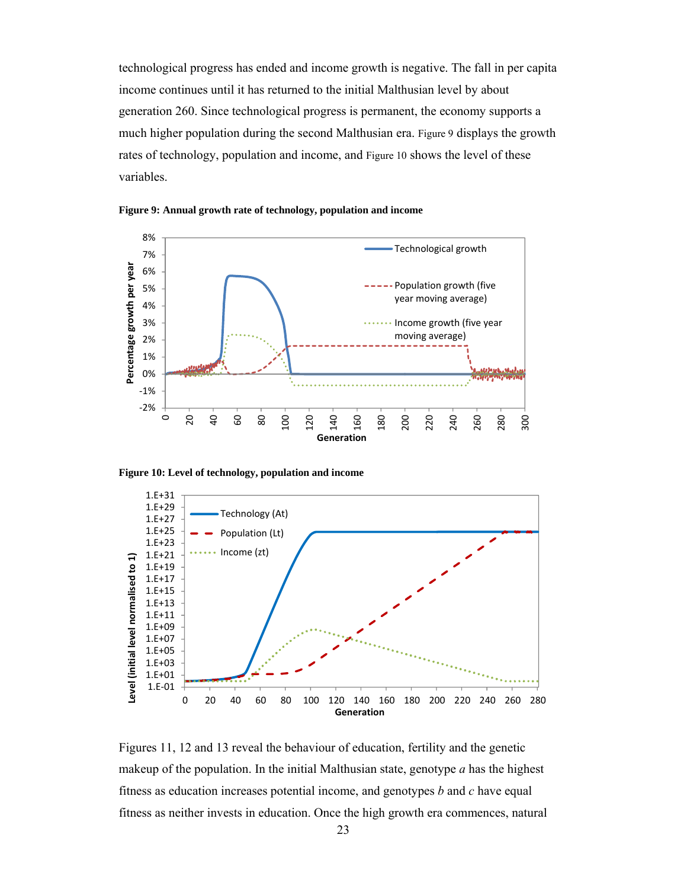technological progress has ended and income growth is negative. The fall in per capita income continues until it has returned to the initial Malthusian level by about generation 260. Since technological progress is permanent, the economy supports a much higher population during the second Malthusian era. Figure 9 displays the growth rates of technology, population and income, and Figure 10 shows the level of these variables.

**Figure 9: Annual growth rate of technology, population and income**

**Figure 10: Level of technology, population and income**

Figures 11, 12 and 13 reveal the behaviour of education, fertility and the genetic makeup of the population. In the initial Malthusian state, genotype *a* has the highest fitness as education increases potential income, and genotypes *b* and *c* have equal fitness as neither invests in education. Once the high growth era commences, natural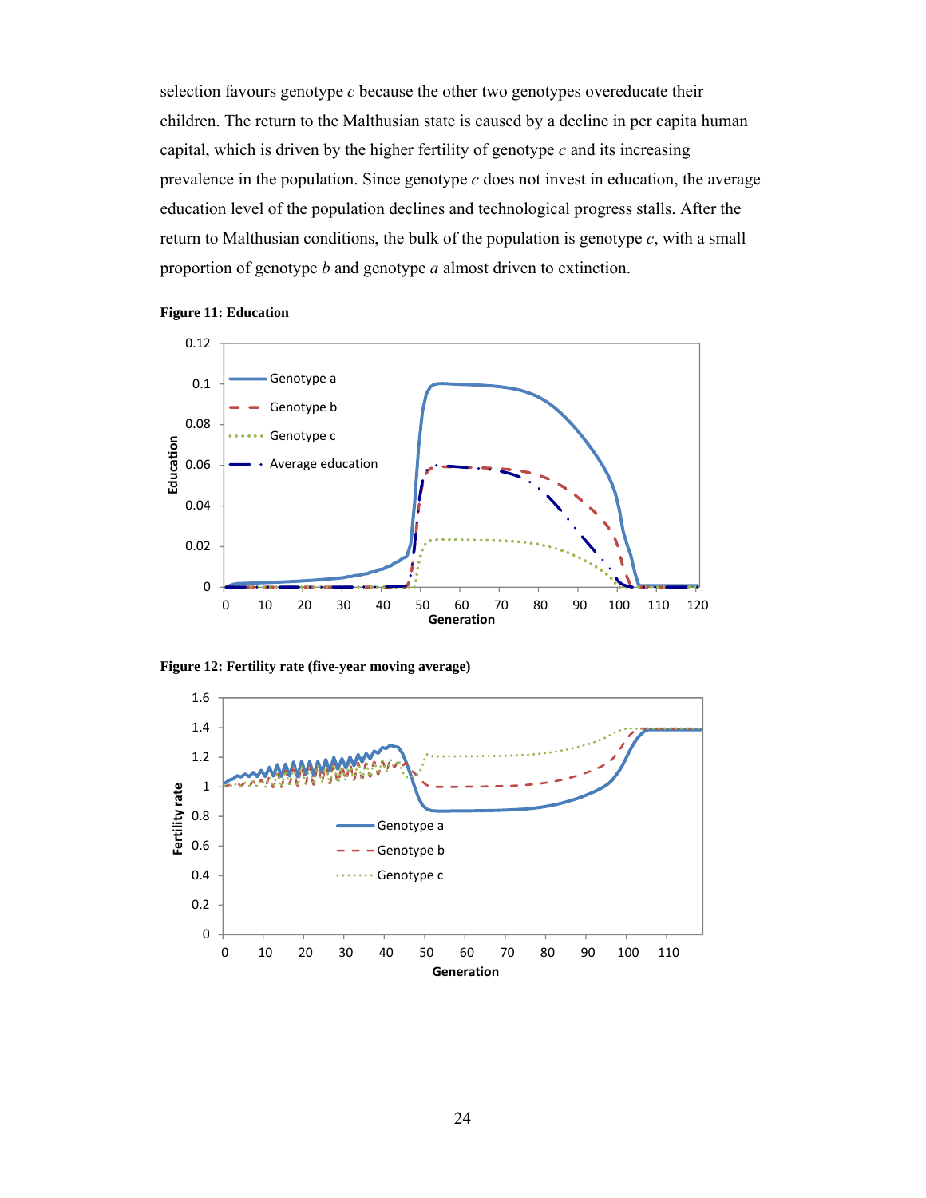selection favours genotype *c* because the other two genotypes overeducate their children. The return to the Malthusian state is caused by a decline in per capita human capital, which is driven by the higher fertility of genotype *c* and its increasing prevalence in the population. Since genotype *c* does not invest in education, the average education level of the population declines and technological progress stalls. After the return to Malthusian conditions, the bulk of the population is genotype *c*, with a small proportion of genotype *b* and genotype *a* almost driven to extinction.

**Figure 11: Education**

**Figure 12: Fertility rate (five-year moving average)**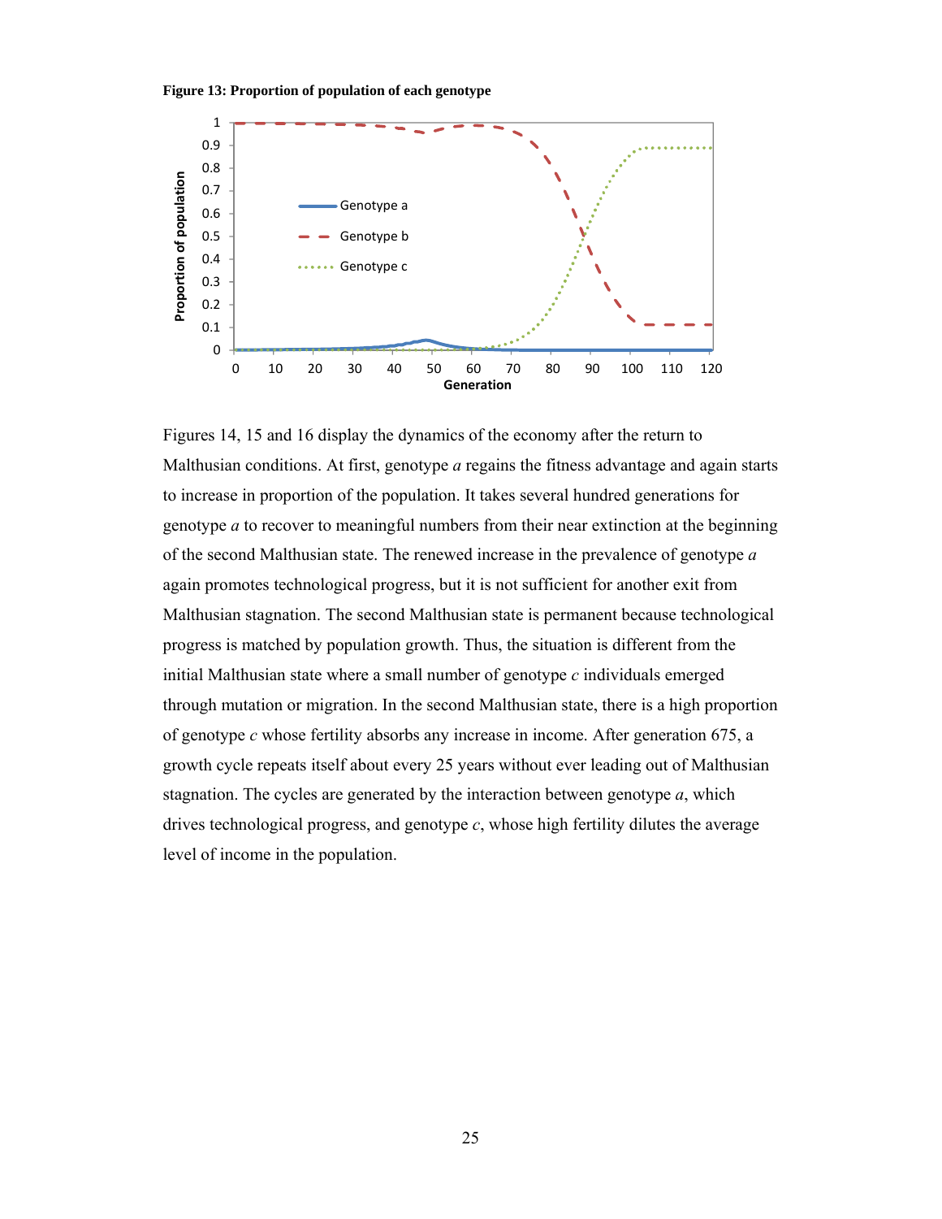**Figure 13: Proportion of population of each genotype**

Figures 14, 15 and 16 display the dynamics of the economy after the return to Malthusian conditions. At first, genotype *a* regains the fitness advantage and again starts to increase in proportion of the population. It takes several hundred generations for genotype *a* to recover to meaningful numbers from their near extinction at the beginning of the second Malthusian state. The renewed increase in the prevalence of genotype *a* again promotes technological progress, but it is not sufficient for another exit from Malthusian stagnation. The second Malthusian state is permanent because technological progress is matched by population growth. Thus, the situation is different from the initial Malthusian state where a small number of genotype *c* individuals emerged through mutation or migration. In the second Malthusian state, there is a high proportion of genotype *c* whose fertility absorbs any increase in income. After generation 675, a growth cycle repeats itself about every 25 years without ever leading out of Malthusian stagnation. The cycles are generated by the interaction between genotype *a*, which drives technological progress, and genotype *c*, whose high fertility dilutes the average level of income in the population.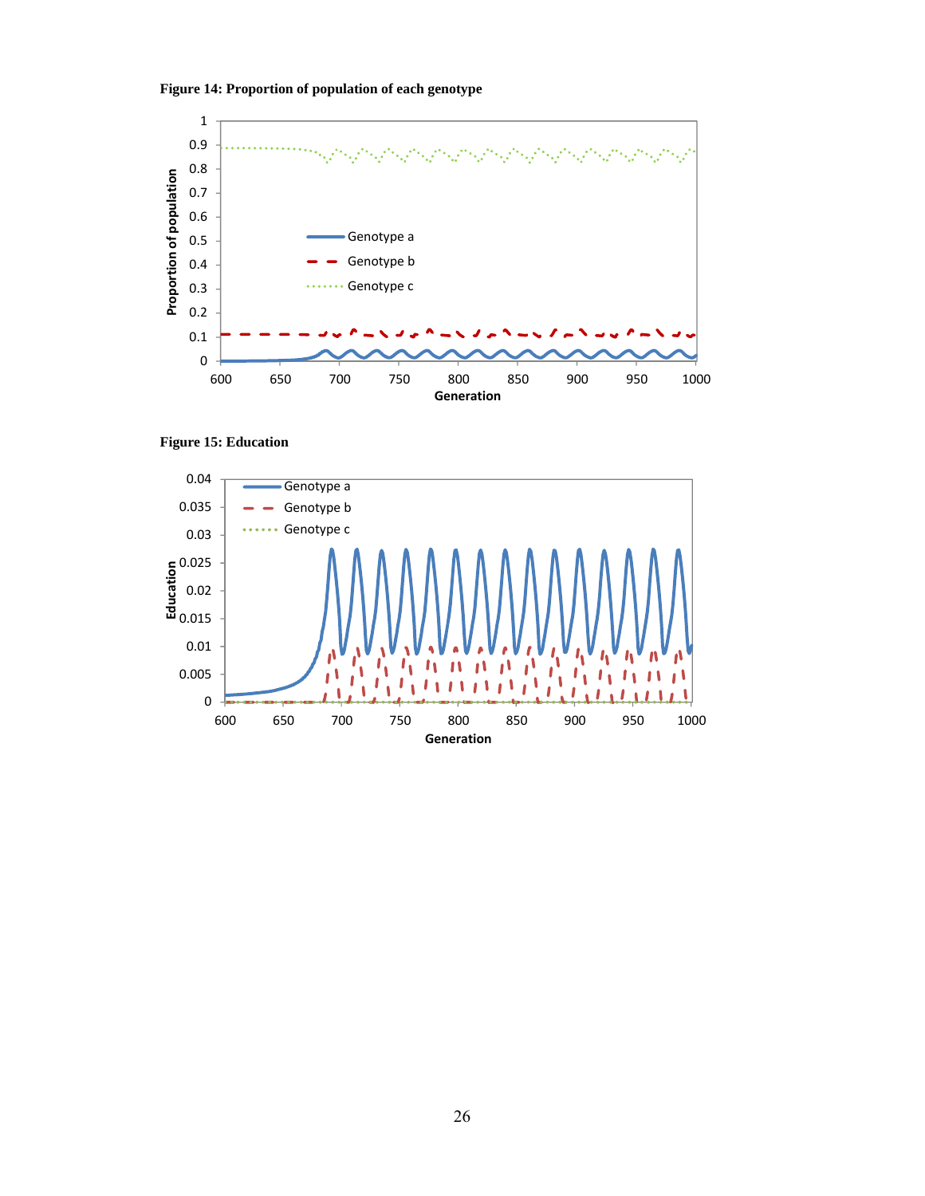**Figure 14: Proportion of population of each genotype**

**Figure 15: Education**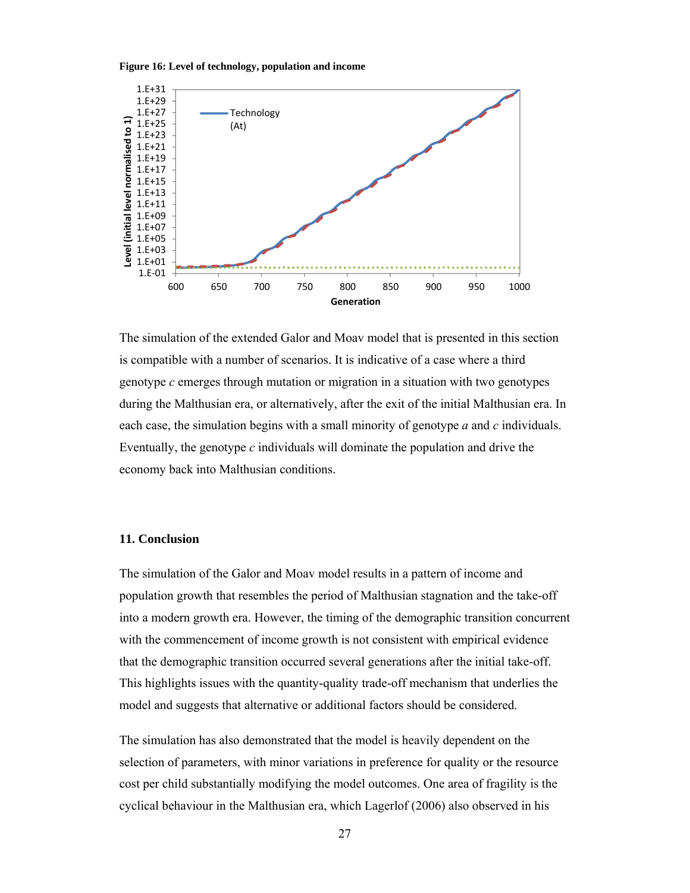**Figure 16: Level of technology, population and income**

The simulation of the extended Galor and Moav model that is presented in this section is compatible with a number of scenarios. It is indicative of a case where a third genotype *c* emerges through mutation or migration in a situation with two genotypes during the Malthusian era, or alternatively, after the exit of the initial Malthusian era. In each case, the simulation begins with a small minority of genotype *a* and *c* individuals. Eventually, the genotype *c* individuals will dominate the population and drive the economy back into Malthusian conditions.

## 11. Conclusion

The simulation of the Galor and Moav model results in a pattern of income and population growth that resembles the period of Malthusian stagnation and the take-off into a modern growth era. However, the timing of the demographic transition concurrent with the commencement of income growth is not consistent with empirical evidence that the demographic transition occurred several generations after the initial take-off. This highlights issues with the quantity-quality trade-off mechanism that underlies the model and suggests that alternative or additional factors should be considered.

The simulation has also demonstrated that the model is heavily dependent on the selection of parameters, with minor variations in preference for quality or the resource cost per child substantially modifying the model outcomes. One area of fragility is the cyclical behaviour in the Malthusian era, which Lagerlof (2006) also observed in his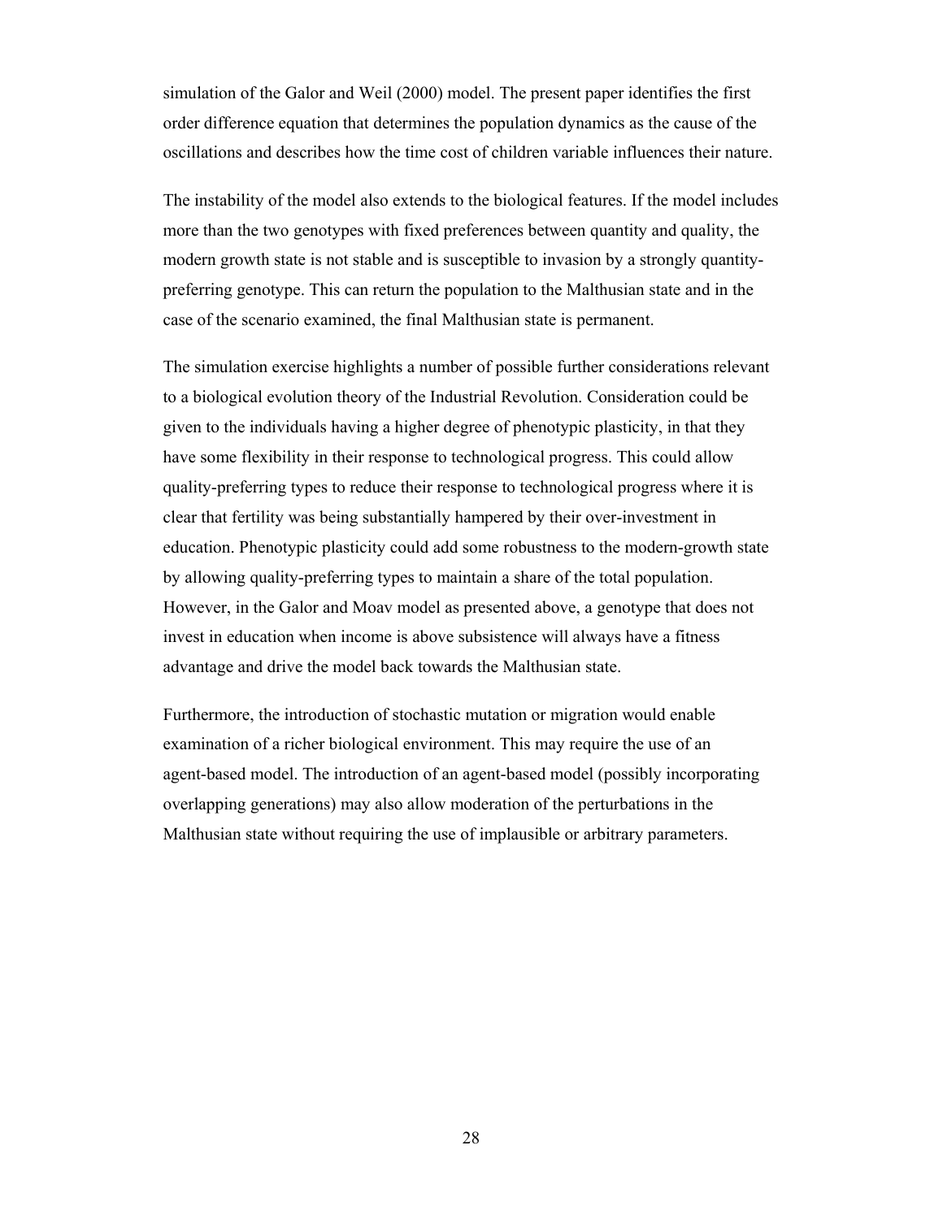simulation of the Galor and Weil (2000) model. The present paper identifies the first order difference equation that determines the population dynamics as the cause of the oscillations and describes how the time cost of children variable influences their nature.

The instability of the model also extends to the biological features. If the model includes more than the two genotypes with fixed preferences between quantity and quality, the modern growth state is not stable and is susceptible to invasion by a strongly quantity-preferring genotype. This can return the population to the Malthusian state and in the case of the scenario examined, the final Malthusian state is permanent.

The simulation exercise highlights a number of possible further considerations relevant to a biological evolution theory of the Industrial Revolution. Consideration could be given to the individuals having a higher degree of phenotypic plasticity, in that they have some flexibility in their response to technological progress. This could allow quality-preferring types to reduce their response to technological progress where it is clear that fertility was being substantially hampered by their over-investment in education. Phenotypic plasticity could add some robustness to the modern-growth state by allowing quality-preferring types to maintain a share of the total population. However, in the Galor and Moav model as presented above, a genotype that does not invest in education when income is above subsistence will always have a fitness advantage and drive the model back towards the Malthusian state.

Furthermore, the introduction of stochastic mutation or migration would enable examination of a richer biological environment. This may require the use of an agent-based model. The introduction of an agent-based model (possibly incorporating overlapping generations) may also allow moderation of the perturbations in the Malthusian state without requiring the use of implausible or arbitrary parameters.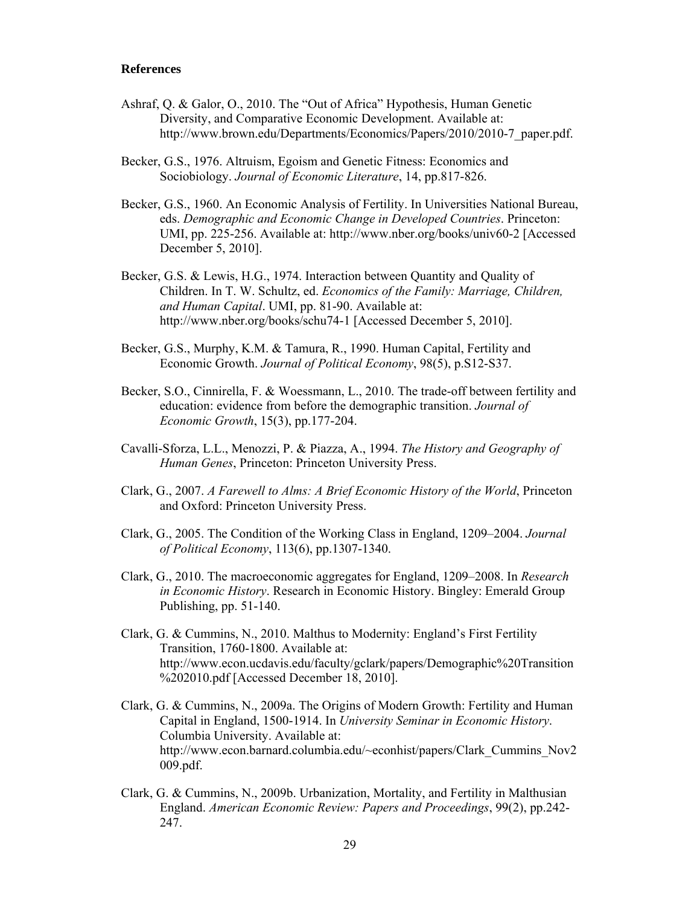**References**

Ashraf, Q. & Galor, O., 2010. The "Out of Africa" Hypothesis, Human Genetic Diversity, and Comparative Economic Development. Available at: http://www.brown.edu/Departments/Economics/Papers/2010/2010-7_paper.pdf.

Becker, G.S., 1976. Altruism, Egoism and Genetic Fitness: Economics and Sociobiology. *Journal of Economic Literature*, 14, pp.817-826.

Becker, G.S., 1960. An Economic Analysis of Fertility. In Universities National Bureau, eds. *Demographic and Economic Change in Developed Countries*. Princeton: UMI, pp. 225-256. Available at: http://www.nber.org/books/univ60-2 [Accessed December 5, 2010].

Becker, G.S. & Lewis, H.G., 1974. Interaction between Quantity and Quality of Children. In T. W. Schultz, ed. *Economics of the Family: Marriage, Children, and Human Capital*. UMI, pp. 81-90. Available at: http://www.nber.org/books/schu74-1 [Accessed December 5, 2010].

Becker, G.S., Murphy, K.M. & Tamura, R., 1990. Human Capital, Fertility and Economic Growth. *Journal of Political Economy*, 98(5), p.S12-S37.

Becker, S.O., Cinnirella, F. & Woessmann, L., 2010. The trade-off between fertility and education: evidence from before the demographic transition. *Journal of Economic Growth*, 15(3), pp.177-204.

Cavalli-Sforza, L.L., Menozzi, P. & Piazza, A., 1994. *The History and Geography of Human Genes*, Princeton: Princeton University Press.

Clark, G., 2007. *A Farewell to Alms: A Brief Economic History of the World*, Princeton and Oxford: Princeton University Press.

Clark, G., 2005. The Condition of the Working Class in England, 1209–2004. *Journal of Political Economy*, 113(6), pp.1307-1340.

Clark, G., 2010. The macroeconomic aggregates for England, 1209–2008. In *Research in Economic History*. Research in Economic History. Bingley: Emerald Group Publishing, pp. 51-140.

Clark, G. & Cummins, N., 2010. Malthus to Modernity: England's First Fertility Transition, 1760-1800. Available at: http://www.econ.ucdavis.edu/faculty/gclark/papers/Demographic%20Transition%202010.pdf [Accessed December 18, 2010].

Clark, G. & Cummins, N., 2009a. The Origins of Modern Growth: Fertility and Human Capital in England, 1500-1914. In *University Seminar in Economic History*. Columbia University. Available at: http://www.econ.barnard.columbia.edu/~econhist/papers/Clark_Cummins_Nov2009.pdf.

Clark, G. & Cummins, N., 2009b. Urbanization, Mortality, and Fertility in Malthusian England. *American Economic Review: Papers and Proceedings*, 99(2), pp.242-247.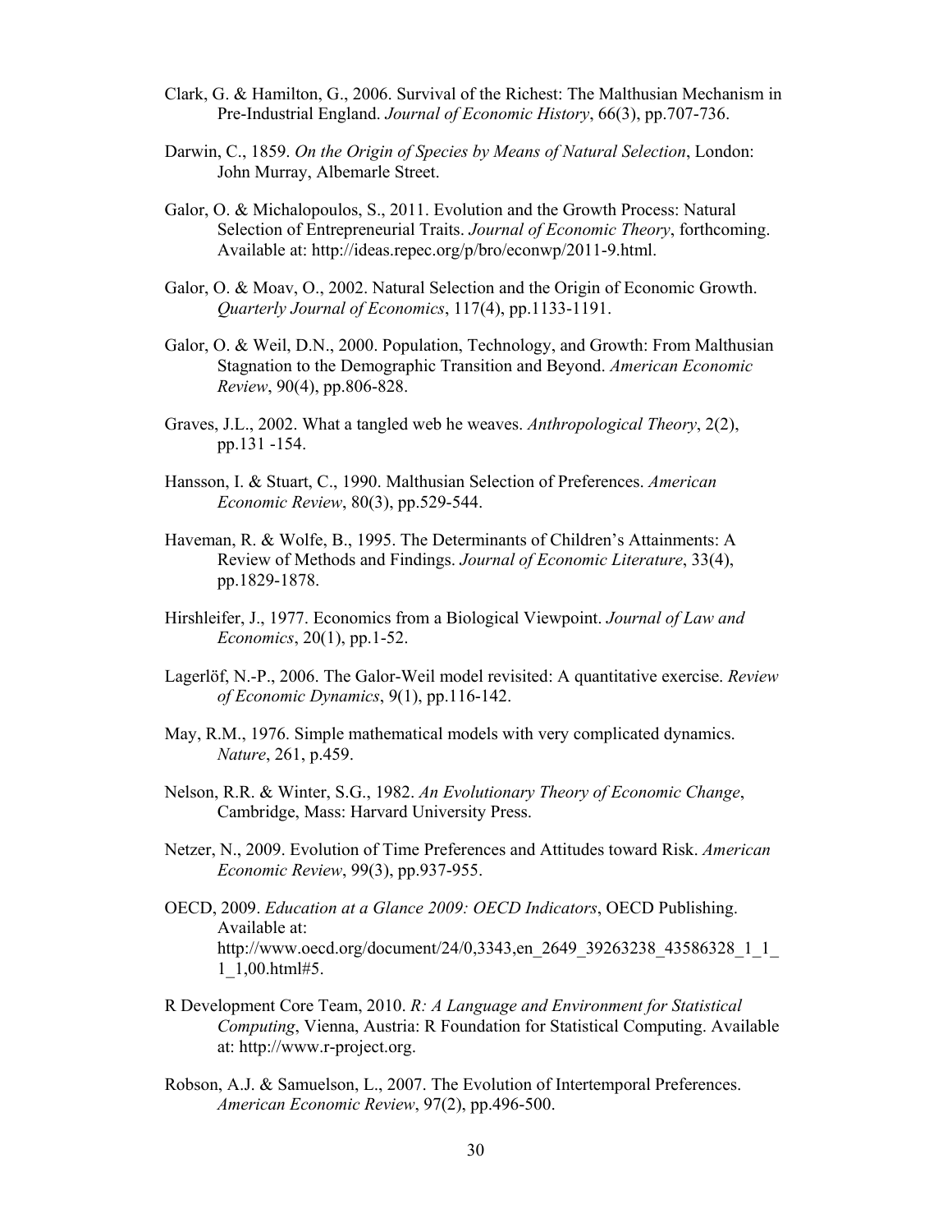Clark, G. & Hamilton, G., 2006. Survival of the Richest: The Malthusian Mechanism in Pre-Industrial England. *Journal of Economic History*, 66(3), pp.707-736.

Darwin, C., 1859. *On the Origin of Species by Means of Natural Selection*, London: John Murray, Albemarle Street.

Galor, O. & Michalopoulos, S., 2011. Evolution and the Growth Process: Natural Selection of Entrepreneurial Traits. *Journal of Economic Theory*, forthcoming. Available at: http://ideas.repec.org/p/bro/econwp/2011-9.html.

Galor, O. & Moav, O., 2002. Natural Selection and the Origin of Economic Growth. *Quarterly Journal of Economics*, 117(4), pp.1133-1191.

Galor, O. & Weil, D.N., 2000. Population, Technology, and Growth: From Malthusian Stagnation to the Demographic Transition and Beyond. *American Economic Review*, 90(4), pp.806-828.

Graves, J.L., 2002. What a tangled web he weaves. *Anthropological Theory*, 2(2), pp.131 -154.

Hansson, I. & Stuart, C., 1990. Malthusian Selection of Preferences. *American Economic Review*, 80(3), pp.529-544.

Haveman, R. & Wolfe, B., 1995. The Determinants of Children's Attainments: A Review of Methods and Findings. *Journal of Economic Literature*, 33(4), pp.1829-1878.

Hirshleifer, J., 1977. Economics from a Biological Viewpoint. *Journal of Law and Economics*, 20(1), pp.1-52.

Lagerlöf, N.-P., 2006. The Galor-Weil model revisited: A quantitative exercise. *Review of Economic Dynamics*, 9(1), pp.116-142.

May, R.M., 1976. Simple mathematical models with very complicated dynamics. *Nature*, 261, p.459.

Nelson, R.R. & Winter, S.G., 1982. *An Evolutionary Theory of Economic Change*, Cambridge, Mass: Harvard University Press.

Netzer, N., 2009. Evolution of Time Preferences and Attitudes toward Risk. *American Economic Review*, 99(3), pp.937-955.

OECD, 2009. *Education at a Glance 2009: OECD Indicators*, OECD Publishing. Available at: http://www.oecd.org/document/24/0,3343,en_2649_39263238_43586328_1_1_1_1,00.html#5.

R Development Core Team, 2010. *R: A Language and Environment for Statistical Computing*, Vienna, Austria: R Foundation for Statistical Computing. Available at: http://www.r-project.org.

Robson, A.J. & Samuelson, L., 2007. The Evolution of Intertemporal Preferences. *American Economic Review*, 97(2), pp.496-500.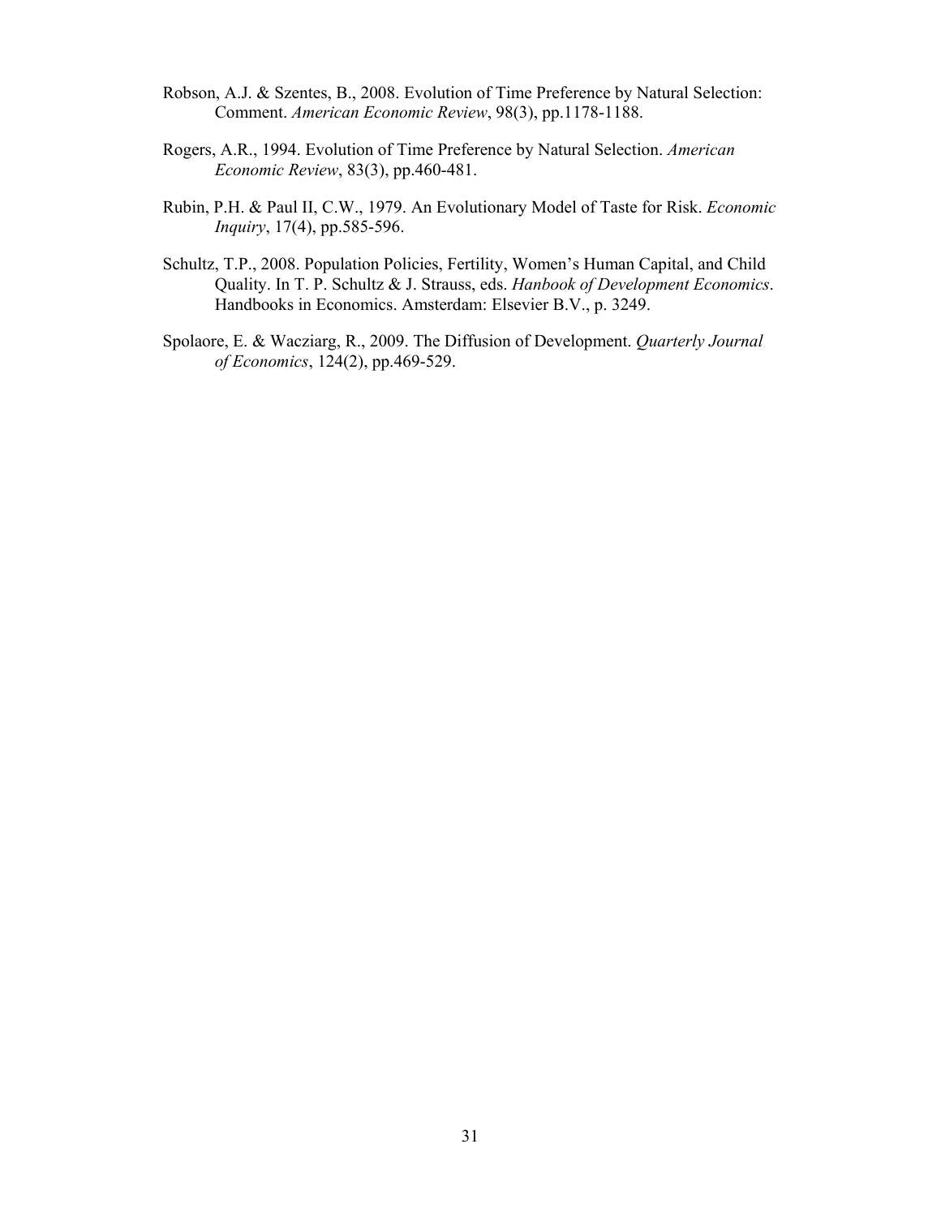Robson, A.J. & Szentes, B., 2008. Evolution of Time Preference by Natural Selection: Comment. *American Economic Review*, 98(3), pp.1178-1188.

Rogers, A.R., 1994. Evolution of Time Preference by Natural Selection. *American Economic Review*, 83(3), pp.460-481.

Rubin, P.H. & Paul II, C.W., 1979. An Evolutionary Model of Taste for Risk. *Economic Inquiry*, 17(4), pp.585-596.

Schultz, T.P., 2008. Population Policies, Fertility, Women's Human Capital, and Child Quality. In T. P. Schultz & J. Strauss, eds. *Hanbook of Development Economics*. Handbooks in Economics. Amsterdam: Elsevier B.V., p. 3249.

Spolaore, E. & Wacziarg, R., 2009. The Diffusion of Development. *Quarterly Journal of Economics*, 124(2), pp.469-529.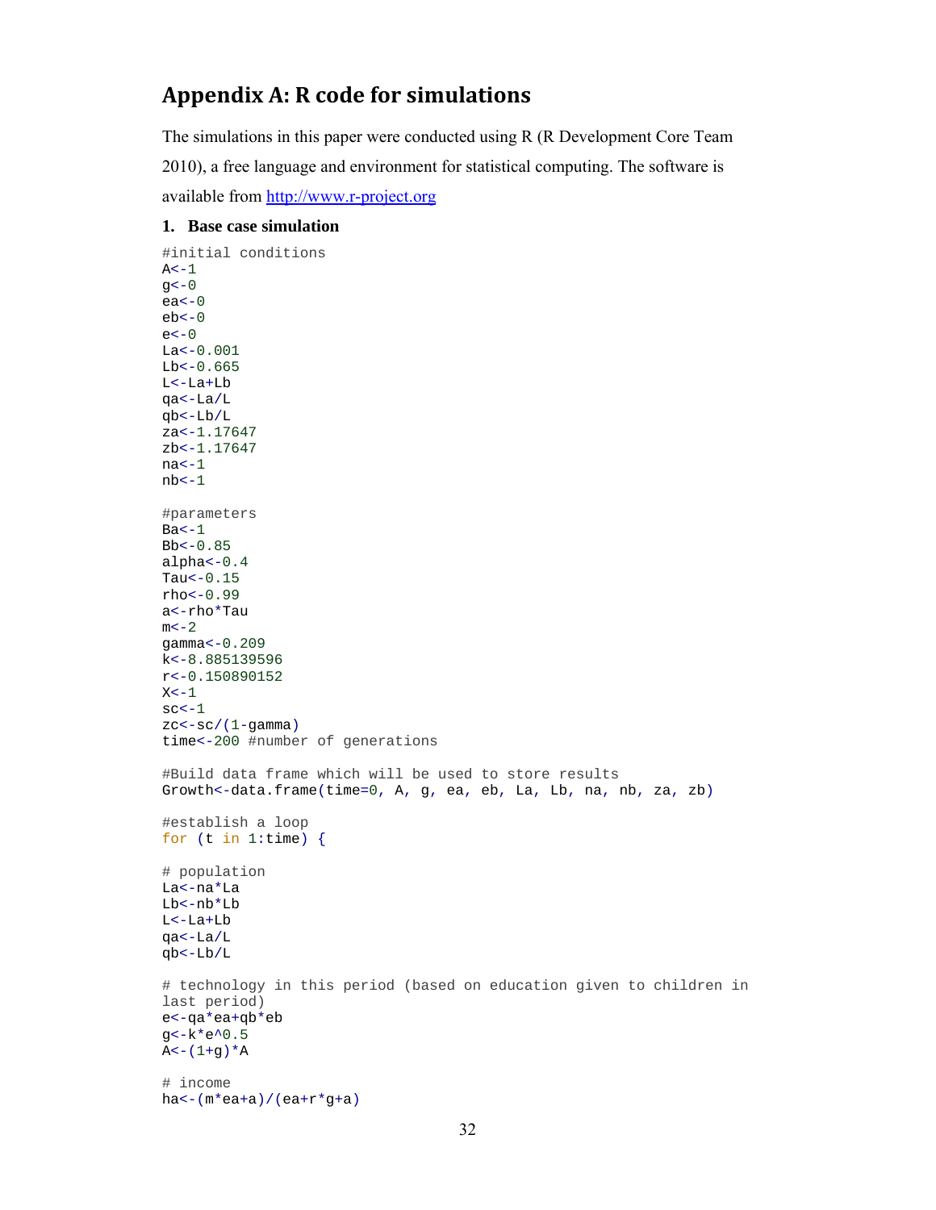# Appendix A: R code for simulations

The simulations in this paper were conducted using R (R Development Core Team 2010), a free language and environment for statistical computing. The software is available from http://www.r-project.org

### 1. Base case simulation

```
#initial conditions
A<-1
g<-0
ea<-0
eb<-0
e<-0
La<-0.001
Lb<-0.665
L<-La+Lb
qa<-La/L
qb<-Lb/L
za<-1.17647
zb<-1.17647
na<-1
nb<-1

#parameters
Ba<-1
Bb<-0.85
alpha<-0.4
Tau<-0.15
rho<-0.99
a<-rho*Tau
m<-2
gamma<-0.209
k<-8.885139596
r<-0.150890152
X<-1
sc<-1
zc<-sc/(1-gamma)
time<-200 #number of generations

#Build data frame which will be used to store results
Growth<-data.frame(time=0, A, g, ea, eb, La, Lb, na, nb, za, zb)

#establish a loop
for (t in 1:time) {

# population
La<-na*La
Lb<-nb*Lb
L<-La+Lb
qa<-La/L
qb<-Lb/L

# technology in this period (based on education given to children in
last period)
e<-qa*ea+qb*eb
g<-k*e^0.5
A<-(1+g)*A

# income
ha<-(m*ea+a)/(ea+r*g+a)
```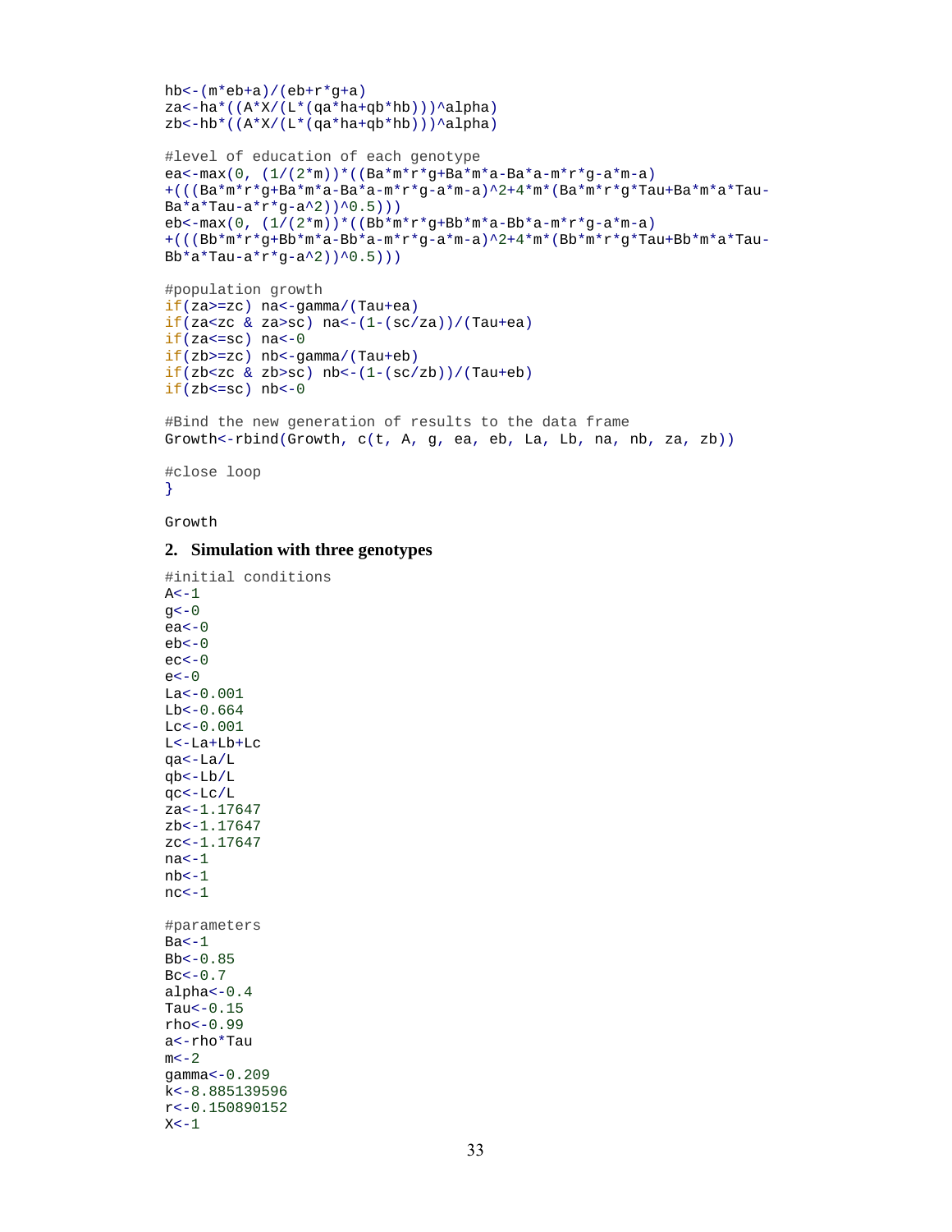```
hb<-(m*eb+a)/(eb+r*g+a)
za<-ha*((A*X/(L*(qa*ha+qb*hb)))^alpha)
zb<-hb*((A*X/(L*(qa*ha+qb*hb)))^alpha)

#level of education of each genotype
ea<-max(0, (1/(2*m))*((Ba*m*r*g+Ba*m*a-Ba*a-m*r*g-a*m-a)
+(((Ba*m*r*g+Ba*m*a-Ba*a-m*r*g-a*m-a)^2+4*m*(Ba*m*r*g*Tau+Ba*m*a*Tau-
Ba*a*Tau-a*r*g-a^2))^0.5)))
eb<-max(0, (1/(2*m))*((Bb*m*r*g+Bb*m*a-Bb*a-m*r*g-a*m-a)
+(((Bb*m*r*g+Bb*m*a-Bb*a-m*r*g-a*m-a)^2+4*m*(Bb*m*r*g*Tau+Bb*m*a*Tau-
Bb*a*Tau-a*r*g-a^2))^0.5)))

#population growth
if(za>=zc) na<-gamma/(Tau+ea)
if(za<zc & za>sc) na<-(1-(sc/za))/(Tau+ea)
if(za<=sc) na<-0
if(zb>=zc) nb<-gamma/(Tau+eb)
if(zb<zc & zb>sc) nb<-(1-(sc/zb))/(Tau+eb)
if(zb<=sc) nb<-0

#Bind the new generation of results to the data frame
Growth<-rbind(Growth, c(t, A, g, ea, eb, La, Lb, na, nb, za, zb))

#close loop
}

Growth
```

## 2. Simulation with three genotypes

```
#initial conditions
A<-1
g<-0
ea<-0
eb<-0
ec<-0
e<-0
La<-0.001
Lb<-0.664
Lc<-0.001
L<-La+Lb+Lc
qa<-La/L
qb<-Lb/L
qc<-Lc/L
za<-1.17647
zb<-1.17647
zc<-1.17647
na<-1
nb<-1
nc<-1

#parameters
Ba<-1
Bb<-0.85
Bc<-0.7
alpha<-0.4
Tau<-0.15
rho<-0.99
a<-rho*Tau
m<-2
gamma<-0.209
k<-8.885139596
r<-0.150890152
X<-1
```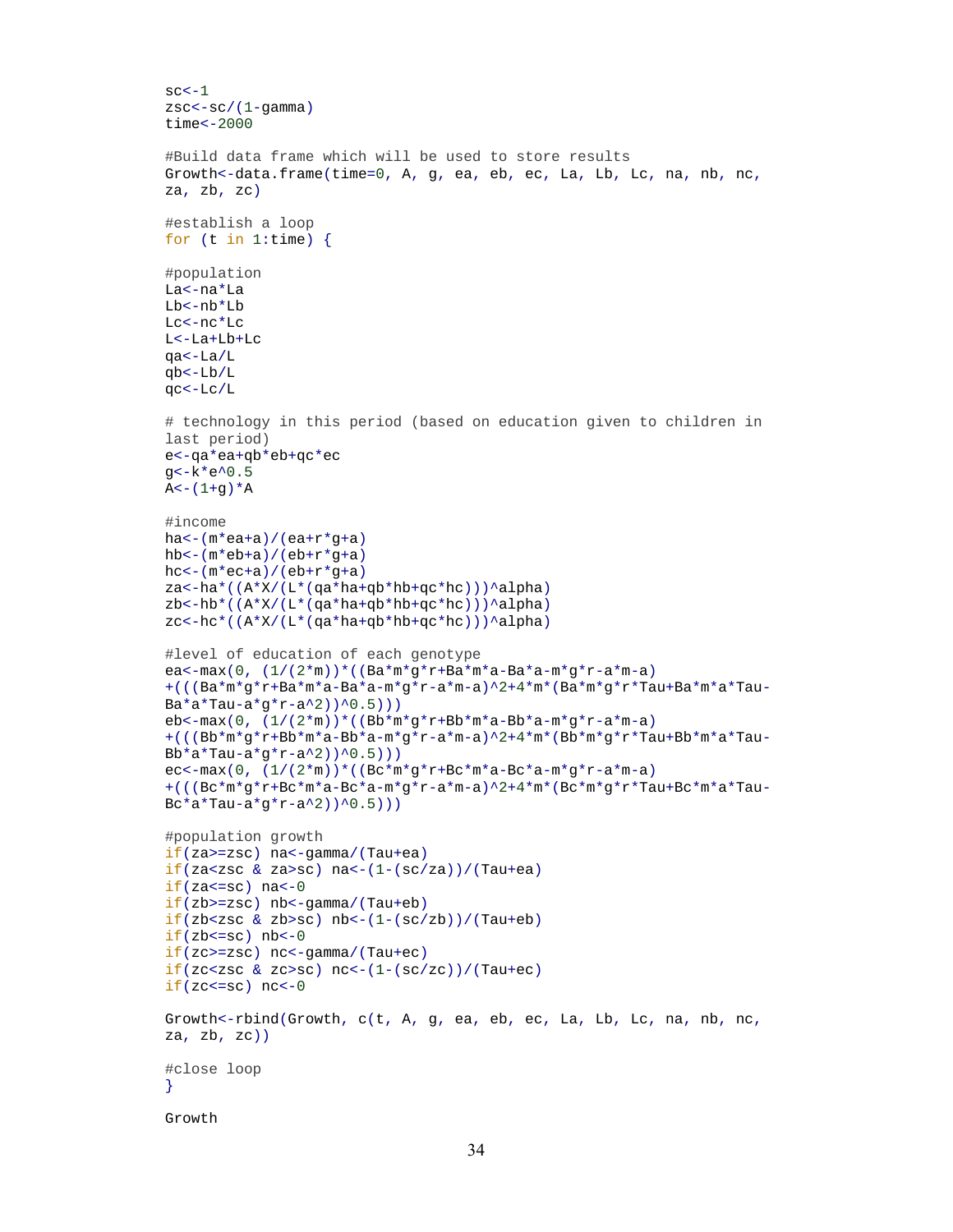```
sc<-1
zsc<-sc/(1-gamma)
time<-2000

#Build data frame which will be used to store results
Growth<-data.frame(time=0, A, g, ea, eb, ec, La, Lb, Lc, na, nb, nc,
za, zb, zc)

#establish a loop
for (t in 1:time) {

#population
La<-na*La
Lb<-nb*Lb
Lc<-nc*Lc
L<-La+Lb+Lc
qa<-La/L
qb<-Lb/L
qc<-Lc/L

# technology in this period (based on education given to children in
last period)
e<-qa*ea+qb*eb+qc*ec
g<-k*e^0.5
A<-(1+g)*A

#income
ha<-(m*ea+a)/(ea+r*g+a)
hb<-(m*eb+a)/(eb+r*g+a)
hc<-(m*ec+a)/(eb+r*g+a)
za<-ha*((A*X/(L*(qa*ha+qb*hb+qc*hc)))^alpha)
zb<-hb*((A*X/(L*(qa*ha+qb*hb+qc*hc)))^alpha)
zc<-hc*((A*X/(L*(qa*ha+qb*hb+qc*hc)))^alpha)

#level of education of each genotype
ea<-max(0, (1/(2*m))*((Ba*m*g*r+Ba*m*a-Ba*a-m*g*r-a*m-a)
+(((Ba*m*g*r+Ba*m*a-Ba*a-m*g*r-a*m-a)^2+4*m*(Ba*m*g*r*Tau+Ba*m*a*Tau-
Ba*a*Tau-a*g*r-a^2))^0.5)))
eb<-max(0, (1/(2*m))*((Bb*m*g*r+Bb*m*a-Bb*a-m*g*r-a*m-a)
+(((Bb*m*g*r+Bb*m*a-Bb*a-m*g*r-a*m-a)^2+4*m*(Bb*m*g*r*Tau+Bb*m*a*Tau-
Bb*a*Tau-a*g*r-a^2))^0.5)))
ec<-max(0, (1/(2*m))*((Bc*m*g*r+Bc*m*a-Bc*a-m*g*r-a*m-a)
+(((Bc*m*g*r+Bc*m*a-Bc*a-m*g*r-a*m-a)^2+4*m*(Bc*m*g*r*Tau+Bc*m*a*Tau-
Bc*a*Tau-a*g*r-a^2))^0.5)))

#population growth
if(za>=zsc) na<-gamma/(Tau+ea)
if(za<zsc & za>sc) na<-(1-(sc/za))/(Tau+ea)
if(za<=sc) na<-0
if(zb>=zsc) nb<-gamma/(Tau+eb)
if(zb<zsc & zb>sc) nb<-(1-(sc/zb))/(Tau+eb)
if(zb<=sc) nb<-0
if(zc>=zsc) nc<-gamma/(Tau+ec)
if(zc<zsc & zc>sc) nc<-(1-(sc/zc))/(Tau+ec)
if(zc<=sc) nc<-0

Growth<-rbind(Growth, c(t, A, g, ea, eb, ec, La, Lb, Lc, na, nb, nc,
za, zb, zc))

#close loop
}

Growth
```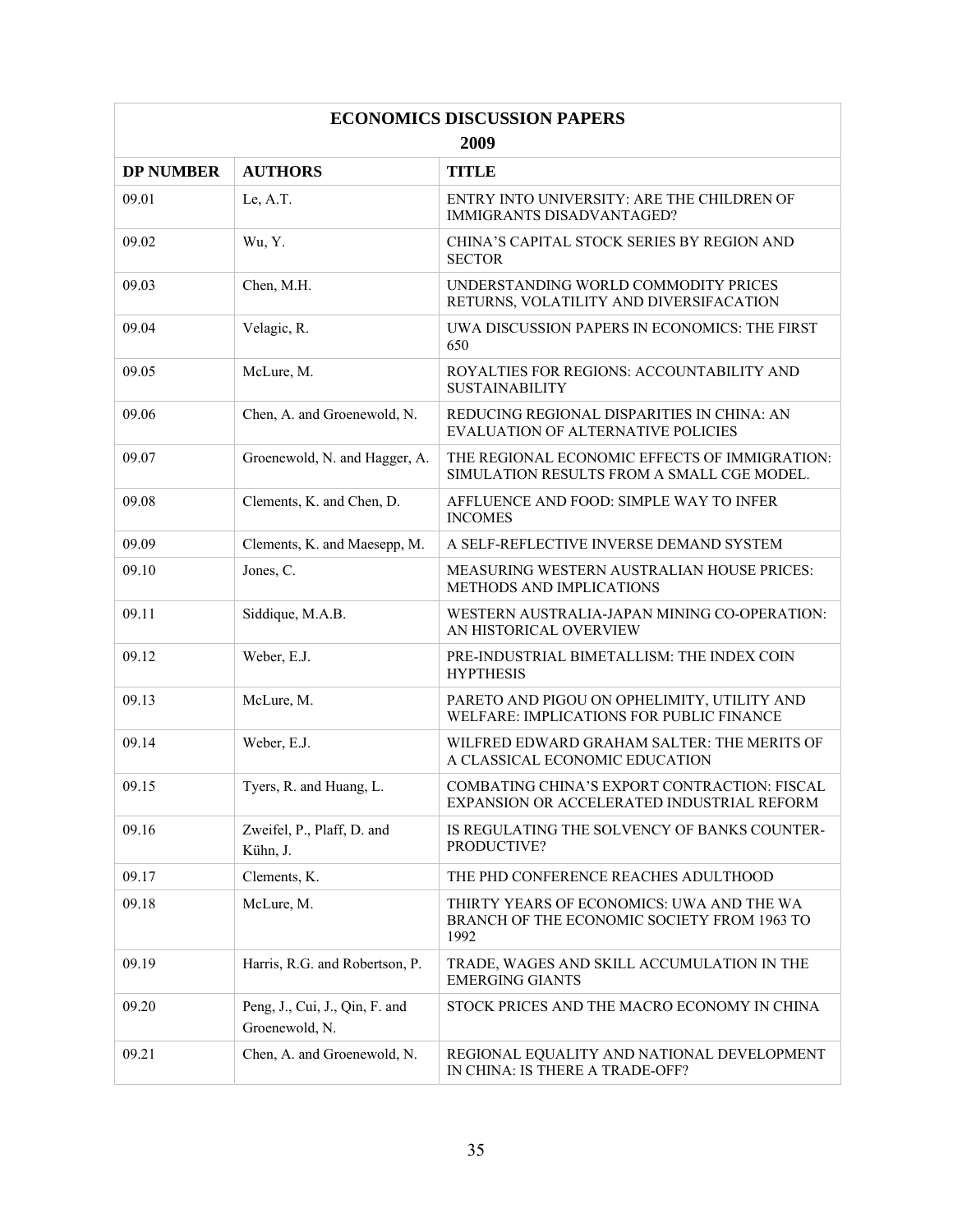| ECONOMICS DISCUSSION PAPERS 2009 | | |
|---|---|---|
| **DP NUMBER** | **AUTHORS** | **TITLE** |
| 09.01 | Le, A.T. | ENTRY INTO UNIVERSITY: ARE THE CHILDREN OF IMMIGRANTS DISADVANTAGED? |
| 09.02 | Wu, Y. | CHINA'S CAPITAL STOCK SERIES BY REGION AND SECTOR |
| 09.03 | Chen, M.H. | UNDERSTANDING WORLD COMMODITY PRICES RETURNS, VOLATILITY AND DIVERSIFACATION |
| 09.04 | Velagic, R. | UWA DISCUSSION PAPERS IN ECONOMICS: THE FIRST 650 |
| 09.05 | McLure, M. | ROYALTIES FOR REGIONS: ACCOUNTABILITY AND SUSTAINABILITY |
| 09.06 | Chen, A. and Groenewold, N. | REDUCING REGIONAL DISPARITIES IN CHINA: AN EVALUATION OF ALTERNATIVE POLICIES |
| 09.07 | Groenewold, N. and Hagger, A. | THE REGIONAL ECONOMIC EFFECTS OF IMMIGRATION: SIMULATION RESULTS FROM A SMALL CGE MODEL. |
| 09.08 | Clements, K. and Chen, D. | AFFLUENCE AND FOOD: SIMPLE WAY TO INFER INCOMES |
| 09.09 | Clements, K. and Maesepp, M. | A SELF-REFLECTIVE INVERSE DEMAND SYSTEM |
| 09.10 | Jones, C. | MEASURING WESTERN AUSTRALIAN HOUSE PRICES: METHODS AND IMPLICATIONS |
| 09.11 | Siddique, M.A.B. | WESTERN AUSTRALIA-JAPAN MINING CO-OPERATION: AN HISTORICAL OVERVIEW |
| 09.12 | Weber, E.J. | PRE-INDUSTRIAL BIMETALLISM: THE INDEX COIN HYPTHESIS |
| 09.13 | McLure, M. | PARETO AND PIGOU ON OPHELIMITY, UTILITY AND WELFARE: IMPLICATIONS FOR PUBLIC FINANCE |
| 09.14 | Weber, E.J. | WILFRED EDWARD GRAHAM SALTER: THE MERITS OF A CLASSICAL ECONOMIC EDUCATION |
| 09.15 | Tyers, R. and Huang, L. | COMBATING CHINA'S EXPORT CONTRACTION: FISCAL EXPANSION OR ACCELERATED INDUSTRIAL REFORM |
| 09.16 | Zweifel, P., Plaff, D. and Kühn, J. | IS REGULATING THE SOLVENCY OF BANKS COUNTER-PRODUCTIVE? |
| 09.17 | Clements, K. | THE PHD CONFERENCE REACHES ADULTHOOD |
| 09.18 | McLure, M. | THIRTY YEARS OF ECONOMICS: UWA AND THE WA BRANCH OF THE ECONOMIC SOCIETY FROM 1963 TO 1992 |
| 09.19 | Harris, R.G. and Robertson, P. | TRADE, WAGES AND SKILL ACCUMULATION IN THE EMERGING GIANTS |
| 09.20 | Peng, J., Cui, J., Qin, F. and Groenewold, N. | STOCK PRICES AND THE MACRO ECONOMY IN CHINA |
| 09.21 | Chen, A. and Groenewold, N. | REGIONAL EQUALITY AND NATIONAL DEVELOPMENT IN CHINA: IS THERE A TRADE-OFF? |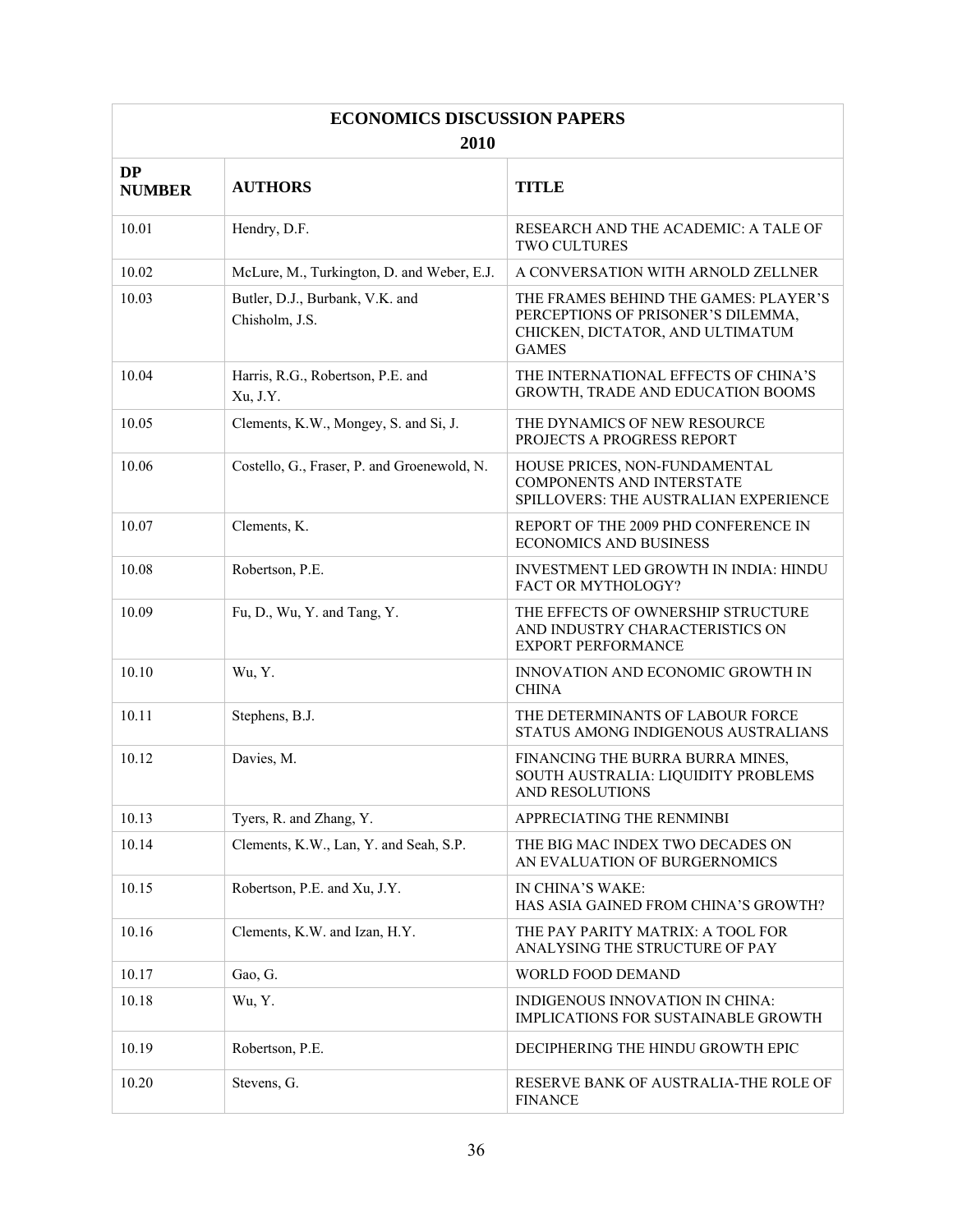| ECONOMICS DISCUSSION PAPERS 2010 | | |
|---|---|---|
| **DP NUMBER** | **AUTHORS** | **TITLE** |
| 10.01 | Hendry, D.F. | RESEARCH AND THE ACADEMIC: A TALE OF TWO CULTURES |
| 10.02 | McLure, M., Turkington, D. and Weber, E.J. | A CONVERSATION WITH ARNOLD ZELLNER |
| 10.03 | Butler, D.J., Burbank, V.K. and Chisholm, J.S. | THE FRAMES BEHIND THE GAMES: PLAYER'S PERCEPTIONS OF PRISONER'S DILEMMA, CHICKEN, DICTATOR, AND ULTIMATUM GAMES |
| 10.04 | Harris, R.G., Robertson, P.E. and Xu, J.Y. | THE INTERNATIONAL EFFECTS OF CHINA'S GROWTH, TRADE AND EDUCATION BOOMS |
| 10.05 | Clements, K.W., Mongey, S. and Si, J. | THE DYNAMICS OF NEW RESOURCE PROJECTS A PROGRESS REPORT |
| 10.06 | Costello, G., Fraser, P. and Groenewold, N. | HOUSE PRICES, NON-FUNDAMENTAL COMPONENTS AND INTERSTATE SPILLOVERS: THE AUSTRALIAN EXPERIENCE |
| 10.07 | Clements, K. | REPORT OF THE 2009 PHD CONFERENCE IN ECONOMICS AND BUSINESS |
| 10.08 | Robertson, P.E. | INVESTMENT LED GROWTH IN INDIA: HINDU FACT OR MYTHOLOGY? |
| 10.09 | Fu, D., Wu, Y. and Tang, Y. | THE EFFECTS OF OWNERSHIP STRUCTURE AND INDUSTRY CHARACTERISTICS ON EXPORT PERFORMANCE |
| 10.10 | Wu, Y. | INNOVATION AND ECONOMIC GROWTH IN CHINA |
| 10.11 | Stephens, B.J. | THE DETERMINANTS OF LABOUR FORCE STATUS AMONG INDIGENOUS AUSTRALIANS |
| 10.12 | Davies, M. | FINANCING THE BURRA BURRA MINES, SOUTH AUSTRALIA: LIQUIDITY PROBLEMS AND RESOLUTIONS |
| 10.13 | Tyers, R. and Zhang, Y. | APPRECIATING THE RENMINBI |
| 10.14 | Clements, K.W., Lan, Y. and Seah, S.P. | THE BIG MAC INDEX TWO DECADES ON AN EVALUATION OF BURGERNOMICS |
| 10.15 | Robertson, P.E. and Xu, J.Y. | IN CHINA'S WAKE: HAS ASIA GAINED FROM CHINA'S GROWTH? |
| 10.16 | Clements, K.W. and Izan, H.Y. | THE PAY PARITY MATRIX: A TOOL FOR ANALYSING THE STRUCTURE OF PAY |
| 10.17 | Gao, G. | WORLD FOOD DEMAND |
| 10.18 | Wu, Y. | INDIGENOUS INNOVATION IN CHINA: IMPLICATIONS FOR SUSTAINABLE GROWTH |
| 10.19 | Robertson, P.E. | DECIPHERING THE HINDU GROWTH EPIC |
| 10.20 | Stevens, G. | RESERVE BANK OF AUSTRALIA-THE ROLE OF FINANCE |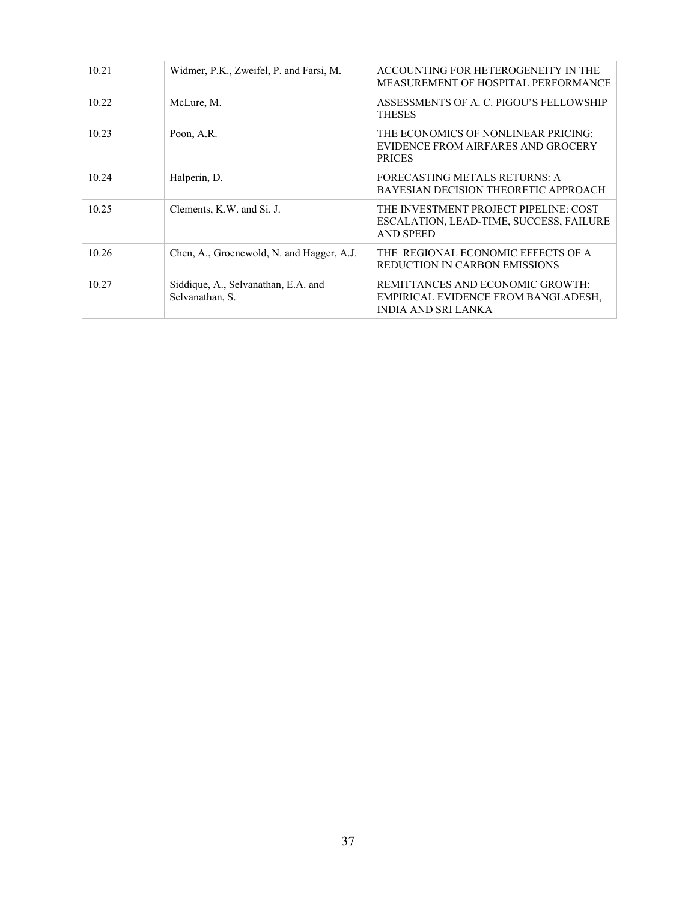| 10.21 | Widmer, P.K., Zweifel, P. and Farsi, M. | ACCOUNTING FOR HETEROGENEITY IN THE MEASUREMENT OF HOSPITAL PERFORMANCE |
|---|---|---|
| 10.22 | McLure, M. | ASSESSMENTS OF A. C. PIGOU'S FELLOWSHIP THESES |
| 10.23 | Poon, A.R. | THE ECONOMICS OF NONLINEAR PRICING: EVIDENCE FROM AIRFARES AND GROCERY PRICES |
| 10.24 | Halperin, D. | FORECASTING METALS RETURNS: A BAYESIAN DECISION THEORETIC APPROACH |
| 10.25 | Clements, K.W. and Si. J. | THE INVESTMENT PROJECT PIPELINE: COST ESCALATION, LEAD-TIME, SUCCESS, FAILURE AND SPEED |
| 10.26 | Chen, A., Groenewold, N. and Hagger, A.J. | THE REGIONAL ECONOMIC EFFECTS OF A REDUCTION IN CARBON EMISSIONS |
| 10.27 | Siddique, A., Selvanathan, E.A. and Selvanathan, S. | REMITTANCES AND ECONOMIC GROWTH: EMPIRICAL EVIDENCE FROM BANGLADESH, INDIA AND SRI LANKA |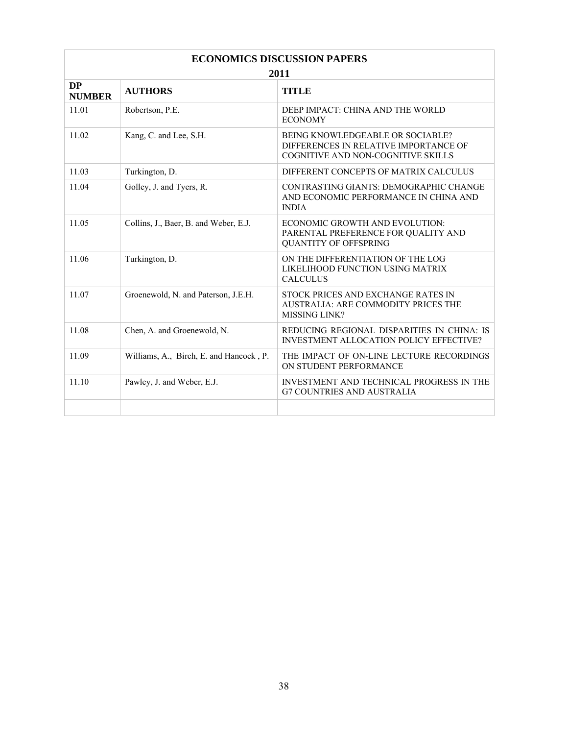| ECONOMICS DISCUSSION PAPERS 2011 | | |
|---|---|---|
| **DP NUMBER** | **AUTHORS** | **TITLE** |
| 11.01 | Robertson, P.E. | DEEP IMPACT: CHINA AND THE WORLD ECONOMY |
| 11.02 | Kang, C. and Lee, S.H. | BEING KNOWLEDGEABLE OR SOCIABLE? DIFFERENCES IN RELATIVE IMPORTANCE OF COGNITIVE AND NON-COGNITIVE SKILLS |
| 11.03 | Turkington, D. | DIFFERENT CONCEPTS OF MATRIX CALCULUS |
| 11.04 | Golley, J. and Tyers, R. | CONTRASTING GIANTS: DEMOGRAPHIC CHANGE AND ECONOMIC PERFORMANCE IN CHINA AND INDIA |
| 11.05 | Collins, J., Baer, B. and Weber, E.J. | ECONOMIC GROWTH AND EVOLUTION: PARENTAL PREFERENCE FOR QUALITY AND QUANTITY OF OFFSPRING |
| 11.06 | Turkington, D. | ON THE DIFFERENTIATION OF THE LOG LIKELIHOOD FUNCTION USING MATRIX CALCULUS |
| 11.07 | Groenewold, N. and Paterson, J.E.H. | STOCK PRICES AND EXCHANGE RATES IN AUSTRALIA: ARE COMMODITY PRICES THE MISSING LINK? |
| 11.08 | Chen, A. and Groenewold, N. | REDUCING REGIONAL DISPARITIES IN CHINA: IS INVESTMENT ALLOCATION POLICY EFFECTIVE? |
| 11.09 | Williams, A., Birch, E. and Hancock , P. | THE IMPACT OF ON-LINE LECTURE RECORDINGS ON STUDENT PERFORMANCE |
| 11.10 | Pawley, J. and Weber, E.J. | INVESTMENT AND TECHNICAL PROGRESS IN THE G7 COUNTRIES AND AUSTRALIA |
| | | |